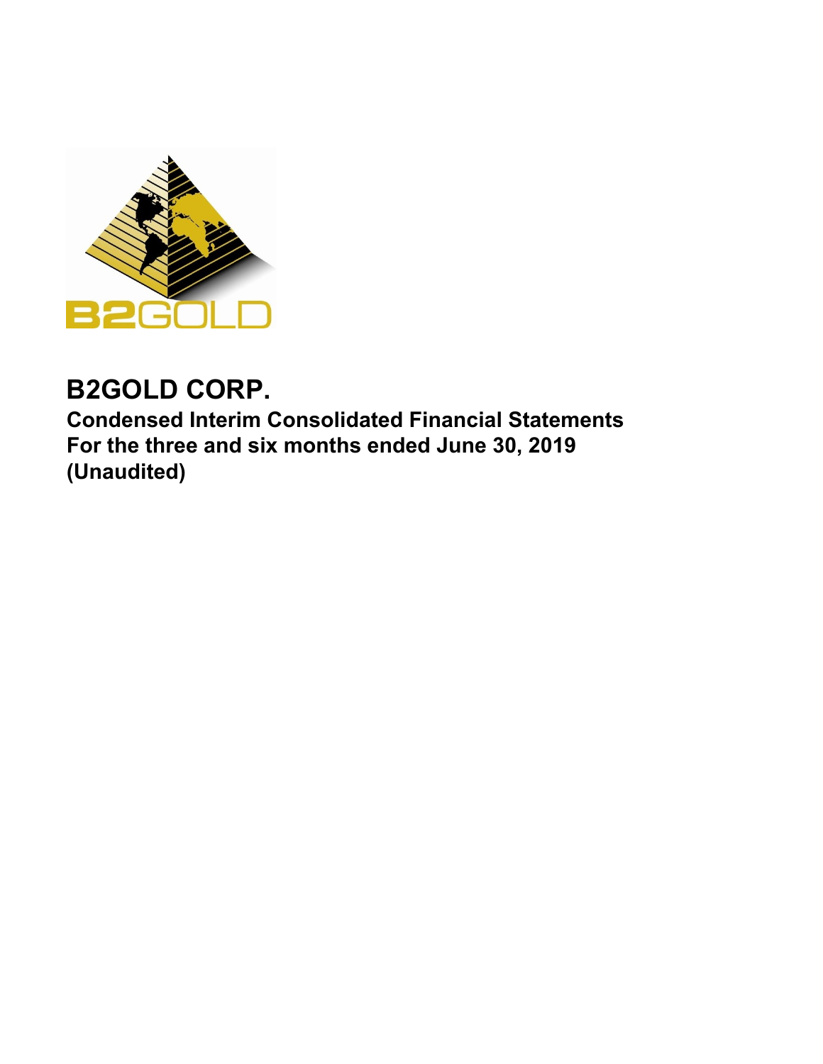# B2GOLD CORP.

**Condensed Interim Consolidated Financial Statements**
**For the three and six months ended June 30, 2019**
**(Unaudited)**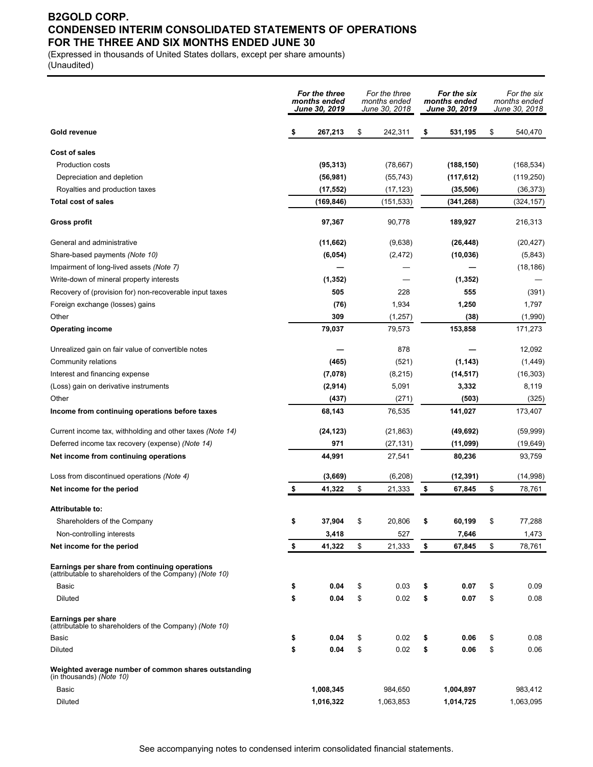# B2GOLD CORP.
## CONDENSED INTERIM CONSOLIDATED STATEMENTS OF OPERATIONS
## FOR THE THREE AND SIX MONTHS ENDED JUNE 30

(Expressed in thousands of United States dollars, except per share amounts)
(Unaudited)

| | ***For the three months ended June 30, 2019*** | *For the three months ended June 30, 2018* | ***For the six months ended June 30, 2019*** | *For the six months ended June 30, 2018* |
|---|---|---|---|---|
| **Gold revenue** | **$ 267,213** | $ 242,311 | **$ 531,195** | $ 540,470 |
| **Cost of sales** | | | | |
| Production costs | **(95,313)** | (78,667) | **(188,150)** | (168,534) |
| Depreciation and depletion | **(56,981)** | (55,743) | **(117,612)** | (119,250) |
| Royalties and production taxes | **(17,552)** | (17,123) | **(35,506)** | (36,373) |
| **Total cost of sales** | **(169,846)** | (151,533) | **(341,268)** | (324,157) |
| **Gross profit** | **97,367** | 90,778 | **189,927** | 216,313 |
| General and administrative | **(11,662)** | (9,638) | **(26,448)** | (20,427) |
| Share-based payments *(Note 10)* | **(6,054)** | (2,472) | **(10,036)** | (5,843) |
| Impairment of long-lived assets *(Note 7)* | **—** | — | **—** | (18,186) |
| Write-down of mineral property interests | **(1,352)** | — | **(1,352)** | — |
| Recovery of (provision for) non-recoverable input taxes | **505** | 228 | **555** | (391) |
| Foreign exchange (losses) gains | **(76)** | 1,934 | **1,250** | 1,797 |
| Other | **309** | (1,257) | **(38)** | (1,990) |
| **Operating income** | **79,037** | 79,573 | **153,858** | 171,273 |
| Unrealized gain on fair value of convertible notes | **—** | 878 | **—** | 12,092 |
| Community relations | **(465)** | (521) | **(1,143)** | (1,449) |
| Interest and financing expense | **(7,078)** | (8,215) | **(14,517)** | (16,303) |
| (Loss) gain on derivative instruments | **(2,914)** | 5,091 | **3,332** | 8,119 |
| Other | **(437)** | (271) | **(503)** | (325) |
| **Income from continuing operations before taxes** | **68,143** | 76,535 | **141,027** | 173,407 |
| Current income tax, withholding and other taxes *(Note 14)* | **(24,123)** | (21,863) | **(49,692)** | (59,999) |
| Deferred income tax recovery (expense) *(Note 14)* | **971** | (27,131) | **(11,099)** | (19,649) |
| **Net income from continuing operations** | **44,991** | 27,541 | **80,236** | 93,759 |
| Loss from discontinued operations *(Note 4)* | **(3,669)** | (6,208) | **(12,391)** | (14,998) |
| **Net income for the period** | **$ 41,322** | $ 21,333 | **$ 67,845** | $ 78,761 |
| **Attributable to:** | | | | |
| Shareholders of the Company | **$ 37,904** | $ 20,806 | **$ 60,199** | $ 77,288 |
| Non-controlling interests | **3,418** | 527 | **7,646** | 1,473 |
| **Net income for the period** | **$ 41,322** | $ 21,333 | **$ 67,845** | $ 78,761 |
| **Earnings per share from continuing operations** (attributable to shareholders of the Company) *(Note 10)* | | | | |
| Basic | **$ 0.04** | $ 0.03 | **$ 0.07** | $ 0.09 |
| Diluted | **$ 0.04** | $ 0.02 | **$ 0.07** | $ 0.08 |
| **Earnings per share** (attributable to shareholders of the Company) *(Note 10)* | | | | |
| Basic | **$ 0.04** | $ 0.02 | **$ 0.06** | $ 0.08 |
| Diluted | **$ 0.04** | $ 0.02 | **$ 0.06** | $ 0.06 |
| **Weighted average number of common shares outstanding** (in thousands) *(Note 10)* | | | | |
| Basic | **1,008,345** | 984,650 | **1,004,897** | 983,412 |
| Diluted | **1,016,322** | 1,063,853 | **1,014,725** | 1,063,095 |

See accompanying notes to condensed interim consolidated financial statements.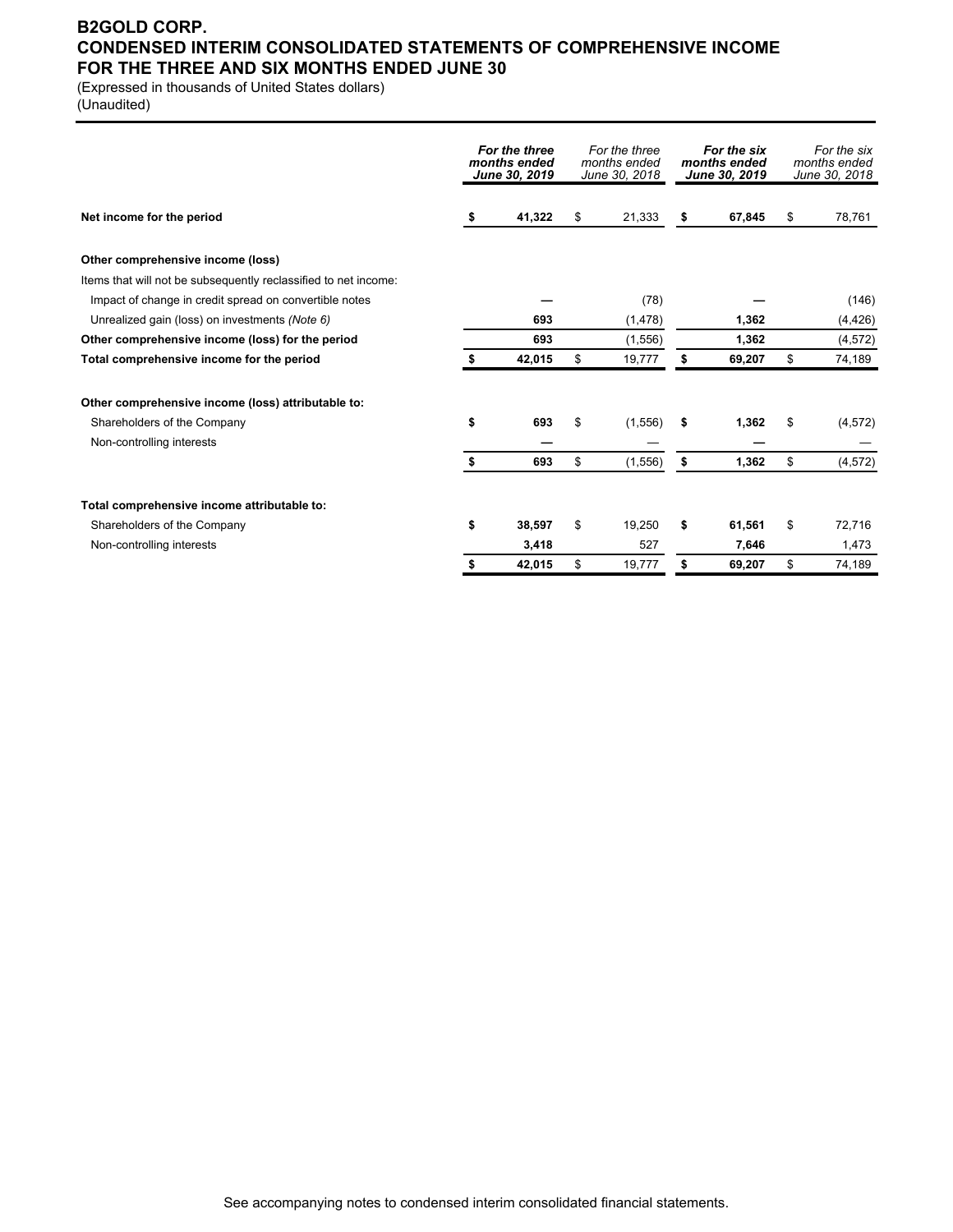# B2GOLD CORP.
# CONDENSED INTERIM CONSOLIDATED STATEMENTS OF COMPREHENSIVE INCOME
# FOR THE THREE AND SIX MONTHS ENDED JUNE 30

(Expressed in thousands of United States dollars)
(Unaudited)

| | ***For the three months ended June 30, 2019*** | *For the three months ended June 30, 2018* | ***For the six months ended June 30, 2019*** | *For the six months ended June 30, 2018* |
|---|---|---|---|---|
| **Net income for the period** | **$ 41,322** | $ 21,333 | **$ 67,845** | $ 78,761 |
| | | | | |
| **Other comprehensive income (loss)** | | | | |
| Items that will not be subsequently reclassified to net income: | | | | |
| Impact of change in credit spread on convertible notes | **—** | (78) | **—** | (146) |
| Unrealized gain (loss) on investments *(Note 6)* | **693** | (1,478) | **1,362** | (4,426) |
| **Other comprehensive income (loss) for the period** | **693** | (1,556) | **1,362** | (4,572) |
| **Total comprehensive income for the period** | **$ 42,015** | $ 19,777 | **$ 69,207** | $ 74,189 |
| | | | | |
| **Other comprehensive income (loss) attributable to:** | | | | |
| Shareholders of the Company | **$ 693** | $ (1,556) | **$ 1,362** | $ (4,572) |
| Non-controlling interests | **—** | — | **—** | — |
| | **$ 693** | $ (1,556) | **$ 1,362** | $ (4,572) |
| | | | | |
| **Total comprehensive income attributable to:** | | | | |
| Shareholders of the Company | **$ 38,597** | $ 19,250 | **$ 61,561** | $ 72,716 |
| Non-controlling interests | **3,418** | 527 | **7,646** | 1,473 |
| | **$ 42,015** | $ 19,777 | **$ 69,207** | $ 74,189 |

See accompanying notes to condensed interim consolidated financial statements.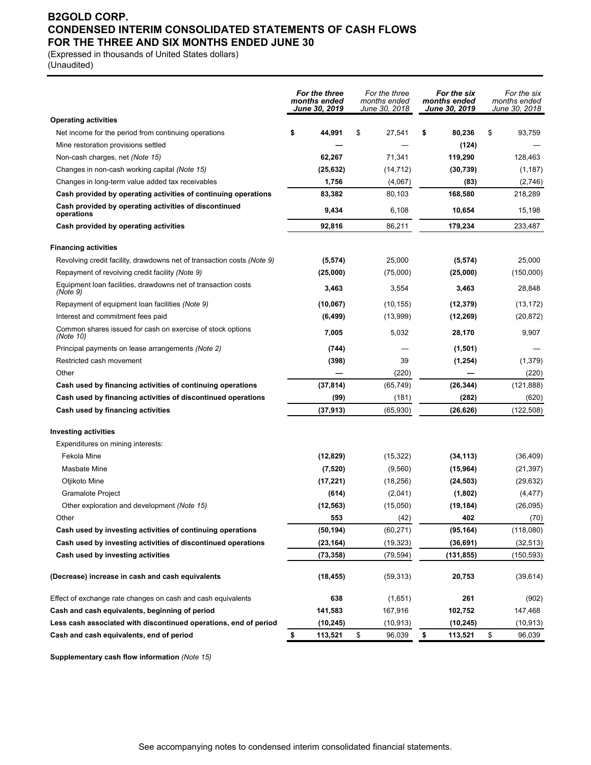# B2GOLD CORP.
## CONDENSED INTERIM CONSOLIDATED STATEMENTS OF CASH FLOWS
## FOR THE THREE AND SIX MONTHS ENDED JUNE 30

(Expressed in thousands of United States dollars)
(Unaudited)

| | *For the three months ended June 30, 2019* | *For the three months ended June 30, 2018* | *For the six months ended June 30, 2019* | *For the six months ended June 30, 2018* |
|---|---|---|---|---|
| **Operating activities** | | | | |
| Net income for the period from continuing operations | **$ 44,991** | $ 27,541 | **$ 80,236** | $ 93,759 |
| Mine restoration provisions settled | **—** | — | **(124)** | — |
| Non-cash charges, net *(Note 15)* | **62,267** | 71,341 | **119,290** | 128,463 |
| Changes in non-cash working capital *(Note 15)* | **(25,632)** | (14,712) | **(30,739)** | (1,187) |
| Changes in long-term value added tax receivables | **1,756** | (4,067) | **(83)** | (2,746) |
| **Cash provided by operating activities of continuing operations** | **83,382** | 80,103 | **168,580** | 218,289 |
| **Cash provided by operating activities of discontinued operations** | **9,434** | 6,108 | **10,654** | 15,198 |
| **Cash provided by operating activities** | **92,816** | 86,211 | **179,234** | 233,487 |
| | | | | |
| **Financing activities** | | | | |
| Revolving credit facility, drawdowns net of transaction costs *(Note 9)* | **(5,574)** | 25,000 | **(5,574)** | 25,000 |
| Repayment of revolving credit facility *(Note 9)* | **(25,000)** | (75,000) | **(25,000)** | (150,000) |
| Equipment loan facilities, drawdowns net of transaction costs *(Note 9)* | **3,463** | 3,554 | **3,463** | 28,848 |
| Repayment of equipment loan facilities *(Note 9)* | **(10,067)** | (10,155) | **(12,379)** | (13,172) |
| Interest and commitment fees paid | **(6,499)** | (13,999) | **(12,269)** | (20,872) |
| Common shares issued for cash on exercise of stock options *(Note 10)* | **7,005** | 5,032 | **28,170** | 9,907 |
| Principal payments on lease arrangements *(Note 2)* | **(744)** | — | **(1,501)** | — |
| Restricted cash movement | **(398)** | 39 | **(1,254)** | (1,379) |
| Other | **—** | (220) | **—** | (220) |
| **Cash used by financing activities of continuing operations** | **(37,814)** | (65,749) | **(26,344)** | (121,888) |
| **Cash used by financing activities of discontinued operations** | **(99)** | (181) | **(282)** | (620) |
| **Cash used by financing activities** | **(37,913)** | (65,930) | **(26,626)** | (122,508) |
| | | | | |
| **Investing activities** | | | | |
| Expenditures on mining interests: | | | | |
| Fekola Mine | **(12,829)** | (15,322) | **(34,113)** | (36,409) |
| Masbate Mine | **(7,520)** | (9,560) | **(15,964)** | (21,397) |
| Otjikoto Mine | **(17,221)** | (18,256) | **(24,503)** | (29,632) |
| Gramalote Project | **(614)** | (2,041) | **(1,802)** | (4,477) |
| Other exploration and development *(Note 15)* | **(12,563)** | (15,050) | **(19,184)** | (26,095) |
| Other | **553** | (42) | **402** | (70) |
| **Cash used by investing activities of continuing operations** | **(50,194)** | (60,271) | **(95,164)** | (118,080) |
| **Cash used by investing activities of discontinued operations** | **(23,164)** | (19,323) | **(36,691)** | (32,513) |
| **Cash used by investing activities** | **(73,358)** | (79,594) | **(131,855)** | (150,593) |
| | | | | |
| **(Decrease) increase in cash and cash equivalents** | **(18,455)** | (59,313) | **20,753** | (39,614) |
| | | | | |
| Effect of exchange rate changes on cash and cash equivalents | **638** | (1,651) | **261** | (902) |
| **Cash and cash equivalents, beginning of period** | **141,583** | 167,916 | **102,752** | 147,468 |
| **Less cash associated with discontinued operations, end of period** | **(10,245)** | (10,913) | **(10,245)** | (10,913) |
| **Cash and cash equivalents, end of period** | **$ 113,521** | $ 96,039 | **$ 113,521** | $ 96,039 |

**Supplementary cash flow information** *(Note 15)*

See accompanying notes to condensed interim consolidated financial statements.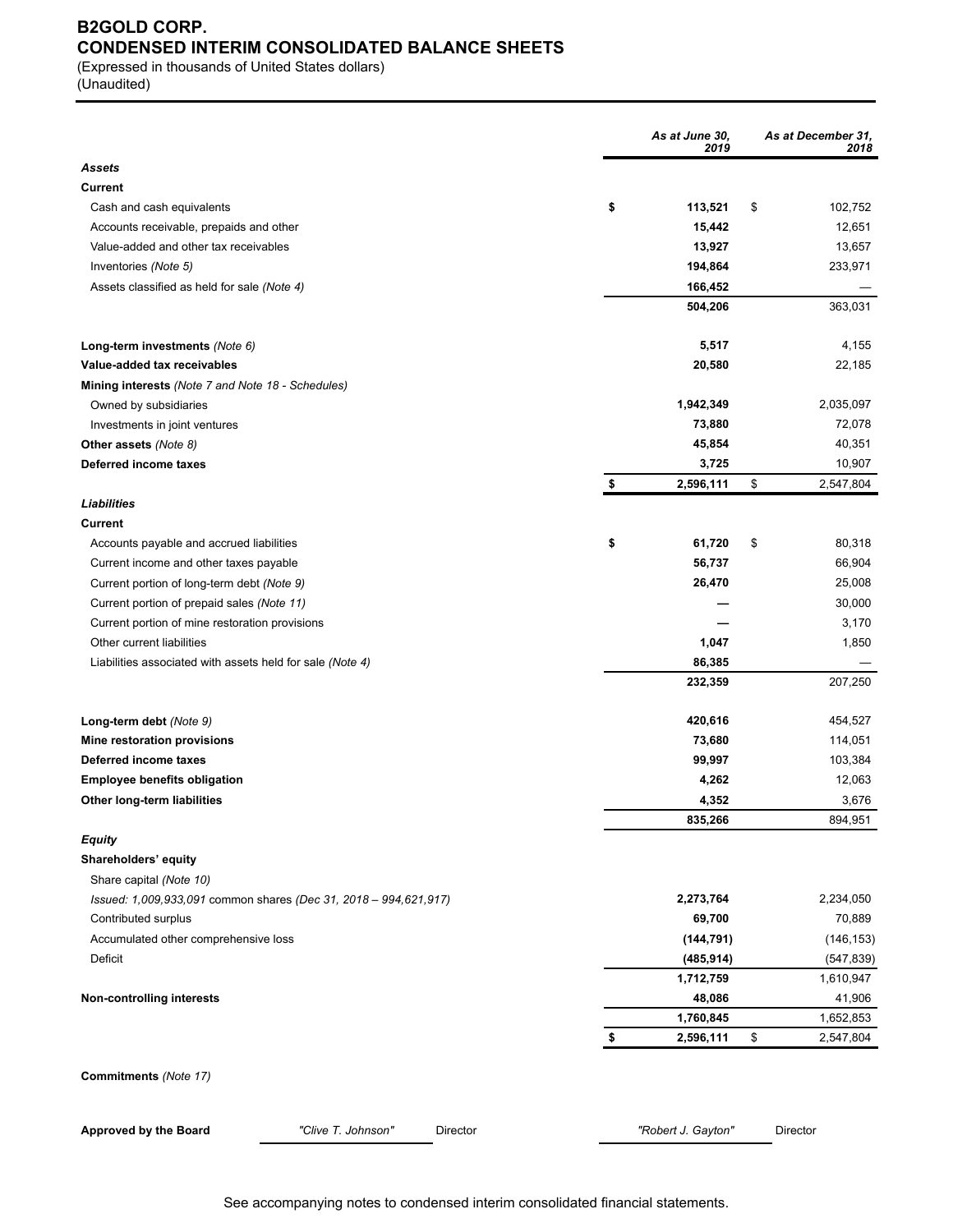# B2GOLD CORP.
## CONDENSED INTERIM CONSOLIDATED BALANCE SHEETS

(Expressed in thousands of United States dollars)
(Unaudited)

| | *As at June 30, 2019* | *As at December 31, 2018* |
|---|---|---|
| ***Assets*** | | |
| **Current** | | |
| Cash and cash equivalents | **$ 113,521** | $ 102,752 |
| Accounts receivable, prepaids and other | **15,442** | 12,651 |
| Value-added and other tax receivables | **13,927** | 13,657 |
| Inventories *(Note 5)* | **194,864** | 233,971 |
| Assets classified as held for sale *(Note 4)* | **166,452** | — |
| | **504,206** | 363,031 |
| **Long-term investments** *(Note 6)* | **5,517** | 4,155 |
| **Value-added tax receivables** | **20,580** | 22,185 |
| **Mining interests** *(Note 7 and Note 18 - Schedules)* | | |
| Owned by subsidiaries | **1,942,349** | 2,035,097 |
| Investments in joint ventures | **73,880** | 72,078 |
| **Other assets** *(Note 8)* | **45,854** | 40,351 |
| **Deferred income taxes** | **3,725** | 10,907 |
| | **$ 2,596,111** | $ 2,547,804 |
| ***Liabilities*** | | |
| **Current** | | |
| Accounts payable and accrued liabilities | **$ 61,720** | $ 80,318 |
| Current income and other taxes payable | **56,737** | 66,904 |
| Current portion of long-term debt *(Note 9)* | **26,470** | 25,008 |
| Current portion of prepaid sales *(Note 11)* | **—** | 30,000 |
| Current portion of mine restoration provisions | **—** | 3,170 |
| Other current liabilities | **1,047** | 1,850 |
| Liabilities associated with assets held for sale *(Note 4)* | **86,385** | — |
| | **232,359** | 207,250 |
| **Long-term debt** *(Note 9)* | **420,616** | 454,527 |
| **Mine restoration provisions** | **73,680** | 114,051 |
| **Deferred income taxes** | **99,997** | 103,384 |
| **Employee benefits obligation** | **4,262** | 12,063 |
| **Other long-term liabilities** | **4,352** | 3,676 |
| | **835,266** | 894,951 |
| ***Equity*** | | |
| **Shareholders' equity** | | |
| Share capital *(Note 10)* | | |
| *Issued: 1,009,933,091* common shares *(Dec 31, 2018 – 994,621,917)* | **2,273,764** | 2,234,050 |
| Contributed surplus | **69,700** | 70,889 |
| Accumulated other comprehensive loss | **(144,791)** | (146,153) |
| Deficit | **(485,914)** | (547,839) |
| | **1,712,759** | 1,610,947 |
| **Non-controlling interests** | **48,086** | 41,906 |
| | **1,760,845** | 1,652,853 |
| | **$ 2,596,111** | $ 2,547,804 |

**Commitments** *(Note 17)*

**Approved by the Board** *"Clive T. Johnson"* Director *"Robert J. Gayton"* Director

See accompanying notes to condensed interim consolidated financial statements.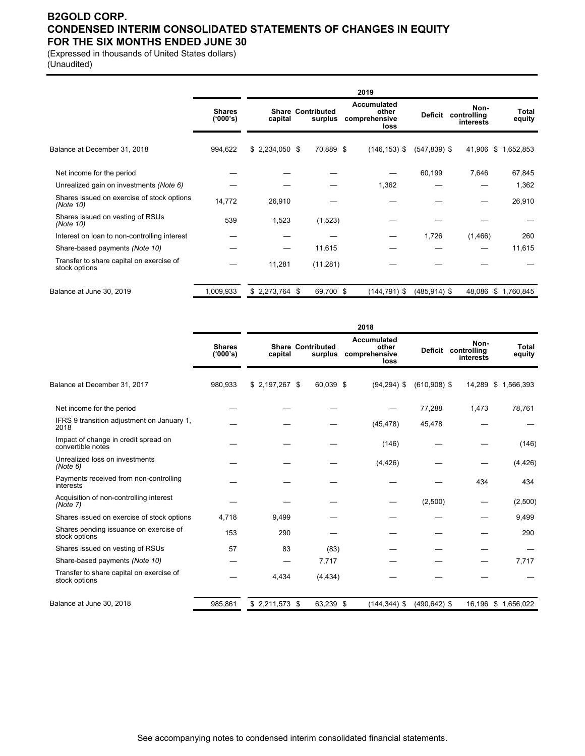# B2GOLD CORP.
# CONDENSED INTERIM CONSOLIDATED STATEMENTS OF CHANGES IN EQUITY
# FOR THE SIX MONTHS ENDED JUNE 30

(Expressed in thousands of United States dollars)
(Unaudited)

| | | 2019 | | | | | |
|---|---|---|---|---|---|---|---|
| | Shares ('000's) | Share capital | Contributed surplus | Accumulated other comprehensive loss | Deficit | Non-controlling interests | Total equity |
| Balance at December 31, 2018 | 994,622 | $ 2,234,050 | $ 70,889 | $ (146,153) | $ (547,839) | $ 41,906 | $ 1,652,853 |
| Net income for the period | — | — | — | — | 60,199 | 7,646 | 67,845 |
| Unrealized gain on investments *(Note 6)* | — | — | — | 1,362 | — | — | 1,362 |
| Shares issued on exercise of stock options *(Note 10)* | 14,772 | 26,910 | — | — | — | — | 26,910 |
| Shares issued on vesting of RSUs *(Note 10)* | 539 | 1,523 | (1,523) | — | — | — | — |
| Interest on loan to non-controlling interest | — | — | — | — | 1,726 | (1,466) | 260 |
| Share-based payments *(Note 10)* | — | — | 11,615 | — | — | — | 11,615 |
| Transfer to share capital on exercise of stock options | — | 11,281 | (11,281) | — | — | — | — |
| Balance at June 30, 2019 | 1,009,933 | $ 2,273,764 | $ 69,700 | $ (144,791) | $ (485,914) | $ 48,086 | $ 1,760,845 |

| | | 2018 | | | | | |
|---|---|---|---|---|---|---|---|
| | Shares ('000's) | Share capital | Contributed surplus | Accumulated other comprehensive loss | Deficit | Non-controlling interests | Total equity |
| Balance at December 31, 2017 | 980,933 | $ 2,197,267 | $ 60,039 | $ (94,294) | $ (610,908) | $ 14,289 | $ 1,566,393 |
| Net income for the period | — | — | — | — | 77,288 | 1,473 | 78,761 |
| IFRS 9 transition adjustment on January 1, 2018 | — | — | — | (45,478) | 45,478 | — | — |
| Impact of change in credit spread on convertible notes | — | — | — | (146) | — | — | (146) |
| Unrealized loss on investments *(Note 6)* | — | — | — | (4,426) | — | — | (4,426) |
| Payments received from non-controlling interests | — | — | — | — | — | 434 | 434 |
| Acquisition of non-controlling interest *(Note 7)* | — | — | — | — | (2,500) | — | (2,500) |
| Shares issued on exercise of stock options | 4,718 | 9,499 | — | — | — | — | 9,499 |
| Shares pending issuance on exercise of stock options | 153 | 290 | — | — | — | — | 290 |
| Shares issued on vesting of RSUs | 57 | 83 | (83) | — | — | — | — |
| Share-based payments *(Note 10)* | — | — | 7,717 | — | — | — | 7,717 |
| Transfer to share capital on exercise of stock options | — | 4,434 | (4,434) | — | — | — | — |
| Balance at June 30, 2018 | 985,861 | $ 2,211,573 | $ 63,239 | $ (144,344) | $ (490,642) | $ 16,196 | $ 1,656,022 |

See accompanying notes to condensed interim consolidated financial statements.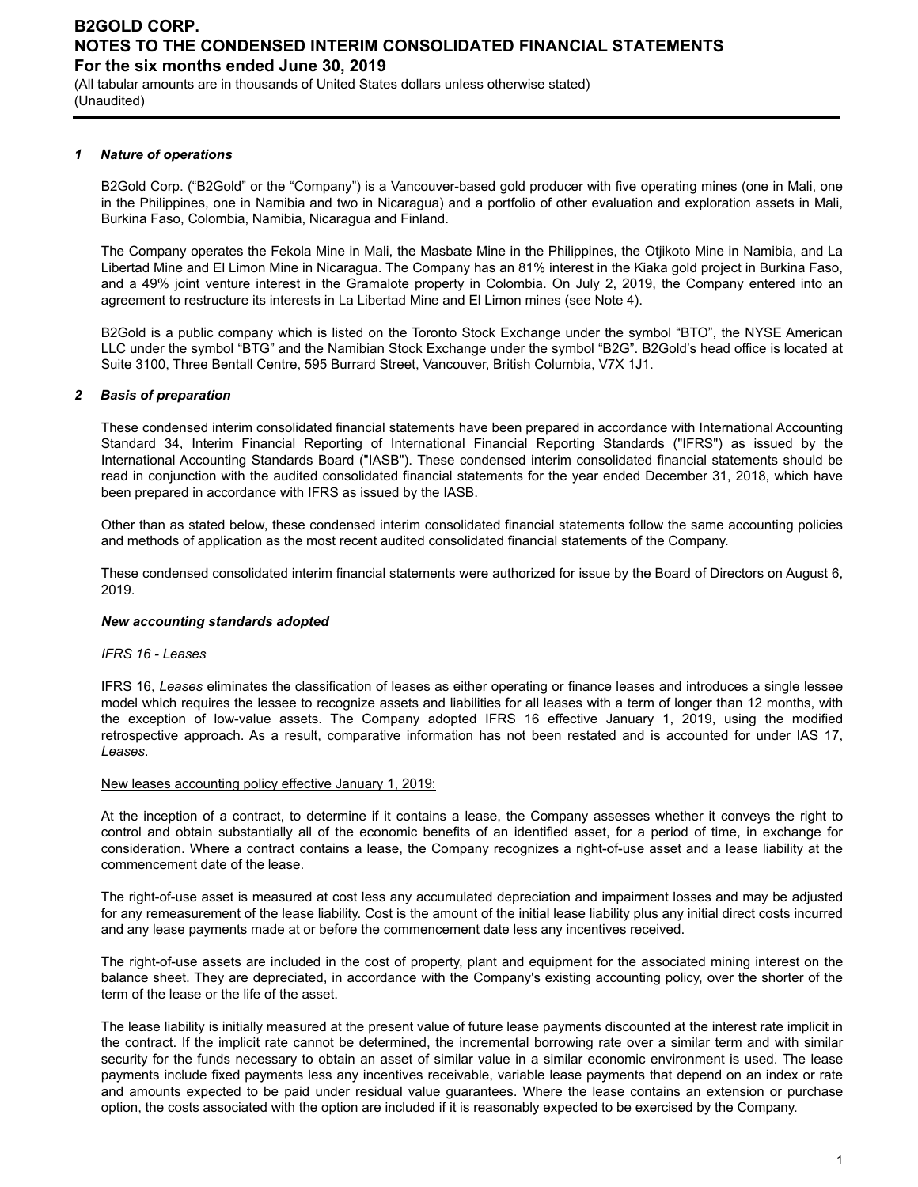### 1 Nature of operations

B2Gold Corp. ("B2Gold" or the "Company") is a Vancouver-based gold producer with five operating mines (one in Mali, one in the Philippines, one in Namibia and two in Nicaragua) and a portfolio of other evaluation and exploration assets in Mali, Burkina Faso, Colombia, Namibia, Nicaragua and Finland.

The Company operates the Fekola Mine in Mali, the Masbate Mine in the Philippines, the Otjikoto Mine in Namibia, and La Libertad Mine and El Limon Mine in Nicaragua. The Company has an 81% interest in the Kiaka gold project in Burkina Faso, and a 49% joint venture interest in the Gramalote property in Colombia. On July 2, 2019, the Company entered into an agreement to restructure its interests in La Libertad Mine and El Limon mines (see Note 4).

B2Gold is a public company which is listed on the Toronto Stock Exchange under the symbol "BTO", the NYSE American LLC under the symbol "BTG" and the Namibian Stock Exchange under the symbol "B2G". B2Gold's head office is located at Suite 3100, Three Bentall Centre, 595 Burrard Street, Vancouver, British Columbia, V7X 1J1.

### 2 Basis of preparation

These condensed interim consolidated financial statements have been prepared in accordance with International Accounting Standard 34, Interim Financial Reporting of International Financial Reporting Standards ("IFRS") as issued by the International Accounting Standards Board ("IASB"). These condensed interim consolidated financial statements should be read in conjunction with the audited consolidated financial statements for the year ended December 31, 2018, which have been prepared in accordance with IFRS as issued by the IASB.

Other than as stated below, these condensed interim consolidated financial statements follow the same accounting policies and methods of application as the most recent audited consolidated financial statements of the Company.

These condensed consolidated interim financial statements were authorized for issue by the Board of Directors on August 6, 2019.

#### *New accounting standards adopted*

*IFRS 16 - Leases*

IFRS 16, *Leases* eliminates the classification of leases as either operating or finance leases and introduces a single lessee model which requires the lessee to recognize assets and liabilities for all leases with a term of longer than 12 months, with the exception of low-value assets. The Company adopted IFRS 16 effective January 1, 2019, using the modified retrospective approach. As a result, comparative information has not been restated and is accounted for under IAS 17, *Leases*.

New leases accounting policy effective January 1, 2019:

At the inception of a contract, to determine if it contains a lease, the Company assesses whether it conveys the right to control and obtain substantially all of the economic benefits of an identified asset, for a period of time, in exchange for consideration. Where a contract contains a lease, the Company recognizes a right-of-use asset and a lease liability at the commencement date of the lease.

The right-of-use asset is measured at cost less any accumulated depreciation and impairment losses and may be adjusted for any remeasurement of the lease liability. Cost is the amount of the initial lease liability plus any initial direct costs incurred and any lease payments made at or before the commencement date less any incentives received.

The right-of-use assets are included in the cost of property, plant and equipment for the associated mining interest on the balance sheet. They are depreciated, in accordance with the Company's existing accounting policy, over the shorter of the term of the lease or the life of the asset.

The lease liability is initially measured at the present value of future lease payments discounted at the interest rate implicit in the contract. If the implicit rate cannot be determined, the incremental borrowing rate over a similar term and with similar security for the funds necessary to obtain an asset of similar value in a similar economic environment is used. The lease payments include fixed payments less any incentives receivable, variable lease payments that depend on an index or rate and amounts expected to be paid under residual value guarantees. Where the lease contains an extension or purchase option, the costs associated with the option are included if it is reasonably expected to be exercised by the Company.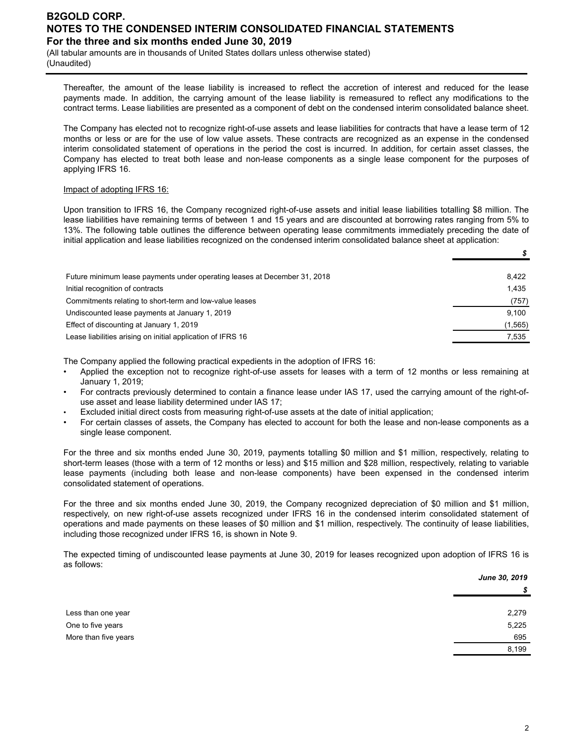Thereafter, the amount of the lease liability is increased to reflect the accretion of interest and reduced for the lease payments made. In addition, the carrying amount of the lease liability is remeasured to reflect any modifications to the contract terms. Lease liabilities are presented as a component of debt on the condensed interim consolidated balance sheet.

The Company has elected not to recognize right-of-use assets and lease liabilities for contracts that have a lease term of 12 months or less or are for the use of low value assets. These contracts are recognized as an expense in the condensed interim consolidated statement of operations in the period the cost is incurred. In addition, for certain asset classes, the Company has elected to treat both lease and non-lease components as a single lease component for the purposes of applying IFRS 16.

Impact of adopting IFRS 16:

Upon transition to IFRS 16, the Company recognized right-of-use assets and initial lease liabilities totalling $8 million. The lease liabilities have remaining terms of between 1 and 15 years and are discounted at borrowing rates ranging from 5% to 13%. The following table outlines the difference between operating lease commitments immediately preceding the date of initial application and lease liabilities recognized on the condensed interim consolidated balance sheet at application:

| | $ |
|---|---|
| Future minimum lease payments under operating leases at December 31, 2018 | 8,422 |
| Initial recognition of contracts | 1,435 |
| Commitments relating to short-term and low-value leases | (757) |
| Undiscounted lease payments at January 1, 2019 | 9,100 |
| Effect of discounting at January 1, 2019 | (1,565) |
| Lease liabilities arising on initial application of IFRS 16 | 7,535 |

The Company applied the following practical expedients in the adoption of IFRS 16:

- Applied the exception not to recognize right-of-use assets for leases with a term of 12 months or less remaining at January 1, 2019;
- For contracts previously determined to contain a finance lease under IAS 17, used the carrying amount of the right-of-use asset and lease liability determined under IAS 17;
- Excluded initial direct costs from measuring right-of-use assets at the date of initial application;
- For certain classes of assets, the Company has elected to account for both the lease and non-lease components as a single lease component.

For the three and six months ended June 30, 2019, payments totalling $0 million and $1 million, respectively, relating to short-term leases (those with a term of 12 months or less) and $15 million and $28 million, respectively, relating to variable lease payments (including both lease and non-lease components) have been expensed in the condensed interim consolidated statement of operations.

For the three and six months ended June 30, 2019, the Company recognized depreciation of $0 million and $1 million, respectively, on new right-of-use assets recognized under IFRS 16 in the condensed interim consolidated statement of operations and made payments on these leases of $0 million and $1 million, respectively. The continuity of lease liabilities, including those recognized under IFRS 16, is shown in Note 9.

The expected timing of undiscounted lease payments at June 30, 2019 for leases recognized upon adoption of IFRS 16 is as follows:

| | *June 30, 2019* |
|---|---|
| | *$* |
| Less than one year | 2,279 |
| One to five years | 5,225 |
| More than five years | 695 |
| | 8,199 |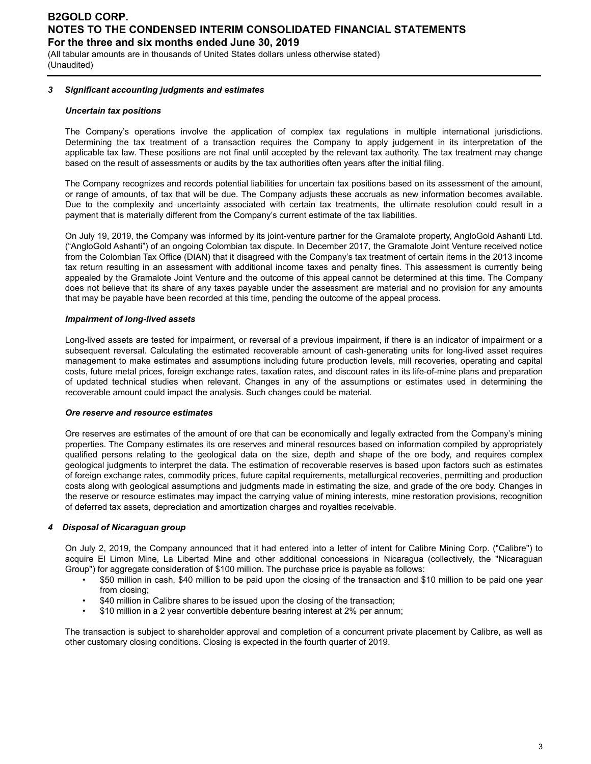### 3 Significant accounting judgments and estimates

#### *Uncertain tax positions*

The Company's operations involve the application of complex tax regulations in multiple international jurisdictions. Determining the tax treatment of a transaction requires the Company to apply judgement in its interpretation of the applicable tax law. These positions are not final until accepted by the relevant tax authority. The tax treatment may change based on the result of assessments or audits by the tax authorities often years after the initial filing.

The Company recognizes and records potential liabilities for uncertain tax positions based on its assessment of the amount, or range of amounts, of tax that will be due. The Company adjusts these accruals as new information becomes available. Due to the complexity and uncertainty associated with certain tax treatments, the ultimate resolution could result in a payment that is materially different from the Company's current estimate of the tax liabilities.

On July 19, 2019, the Company was informed by its joint-venture partner for the Gramalote property, AngloGold Ashanti Ltd. ("AngloGold Ashanti") of an ongoing Colombian tax dispute. In December 2017, the Gramalote Joint Venture received notice from the Colombian Tax Office (DIAN) that it disagreed with the Company's tax treatment of certain items in the 2013 income tax return resulting in an assessment with additional income taxes and penalty fines. This assessment is currently being appealed by the Gramalote Joint Venture and the outcome of this appeal cannot be determined at this time. The Company does not believe that its share of any taxes payable under the assessment are material and no provision for any amounts that may be payable have been recorded at this time, pending the outcome of the appeal process.

#### *Impairment of long-lived assets*

Long-lived assets are tested for impairment, or reversal of a previous impairment, if there is an indicator of impairment or a subsequent reversal. Calculating the estimated recoverable amount of cash-generating units for long-lived asset requires management to make estimates and assumptions including future production levels, mill recoveries, operating and capital costs, future metal prices, foreign exchange rates, taxation rates, and discount rates in its life-of-mine plans and preparation of updated technical studies when relevant. Changes in any of the assumptions or estimates used in determining the recoverable amount could impact the analysis. Such changes could be material.

#### *Ore reserve and resource estimates*

Ore reserves are estimates of the amount of ore that can be economically and legally extracted from the Company's mining properties. The Company estimates its ore reserves and mineral resources based on information compiled by appropriately qualified persons relating to the geological data on the size, depth and shape of the ore body, and requires complex geological judgments to interpret the data. The estimation of recoverable reserves is based upon factors such as estimates of foreign exchange rates, commodity prices, future capital requirements, metallurgical recoveries, permitting and production costs along with geological assumptions and judgments made in estimating the size, and grade of the ore body. Changes in the reserve or resource estimates may impact the carrying value of mining interests, mine restoration provisions, recognition of deferred tax assets, depreciation and amortization charges and royalties receivable.

### 4 Disposal of Nicaraguan group

On July 2, 2019, the Company announced that it had entered into a letter of intent for Calibre Mining Corp. ("Calibre") to acquire El Limon Mine, La Libertad Mine and other additional concessions in Nicaragua (collectively, the "Nicaraguan Group") for aggregate consideration of $100 million. The purchase price is payable as follows:

- $50 million in cash, $40 million to be paid upon the closing of the transaction and $10 million to be paid one year from closing;
- $40 million in Calibre shares to be issued upon the closing of the transaction;
- $10 million in a 2 year convertible debenture bearing interest at 2% per annum;

The transaction is subject to shareholder approval and completion of a concurrent private placement by Calibre, as well as other customary closing conditions. Closing is expected in the fourth quarter of 2019.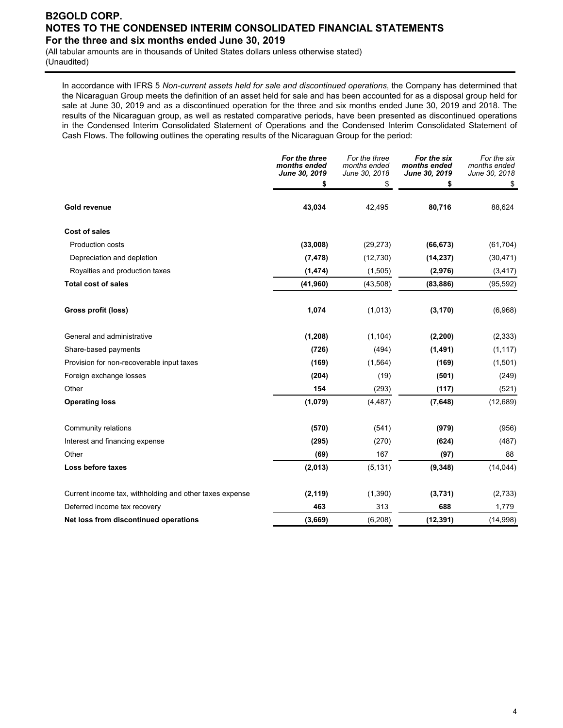# B2GOLD CORP.
## NOTES TO THE CONDENSED INTERIM CONSOLIDATED FINANCIAL STATEMENTS
### For the three and six months ended June 30, 2019

(All tabular amounts are in thousands of United States dollars unless otherwise stated)
(Unaudited)

In accordance with IFRS 5 *Non-current assets held for sale and discontinued operations*, the Company has determined that the Nicaraguan Group meets the definition of an asset held for sale and has been accounted for as a disposal group held for sale at June 30, 2019 and as a discontinued operation for the three and six months ended June 30, 2019 and 2018. The results of the Nicaraguan group, as well as restated comparative periods, have been presented as discontinued operations in the Condensed Interim Consolidated Statement of Operations and the Condensed Interim Consolidated Statement of Cash Flows. The following outlines the operating results of the Nicaraguan Group for the period:

| | ***For the three months ended June 30, 2019*** | *For the three months ended June 30, 2018* | ***For the six months ended June 30, 2019*** | *For the six months ended June 30, 2018* |
|---|---|---|---|---|
| | **\$** | \$ | **\$** | \$ |
| **Gold revenue** | **43,034** | 42,495 | **80,716** | 88,624 |
| **Cost of sales** | | | | |
| Production costs | **(33,008)** | (29,273) | **(66,673)** | (61,704) |
| Depreciation and depletion | **(7,478)** | (12,730) | **(14,237)** | (30,471) |
| Royalties and production taxes | **(1,474)** | (1,505) | **(2,976)** | (3,417) |
| **Total cost of sales** | **(41,960)** | (43,508) | **(83,886)** | (95,592) |
| **Gross profit (loss)** | **1,074** | (1,013) | **(3,170)** | (6,968) |
| General and administrative | **(1,208)** | (1,104) | **(2,200)** | (2,333) |
| Share-based payments | **(726)** | (494) | **(1,491)** | (1,117) |
| Provision for non-recoverable input taxes | **(169)** | (1,564) | **(169)** | (1,501) |
| Foreign exchange losses | **(204)** | (19) | **(501)** | (249) |
| Other | **154** | (293) | **(117)** | (521) |
| **Operating loss** | **(1,079)** | (4,487) | **(7,648)** | (12,689) |
| Community relations | **(570)** | (541) | **(979)** | (956) |
| Interest and financing expense | **(295)** | (270) | **(624)** | (487) |
| Other | **(69)** | 167 | **(97)** | 88 |
| **Loss before taxes** | **(2,013)** | (5,131) | **(9,348)** | (14,044) |
| Current income tax, withholding and other taxes expense | **(2,119)** | (1,390) | **(3,731)** | (2,733) |
| Deferred income tax recovery | **463** | 313 | **688** | 1,779 |
| **Net loss from discontinued operations** | **(3,669)** | (6,208) | **(12,391)** | (14,998) |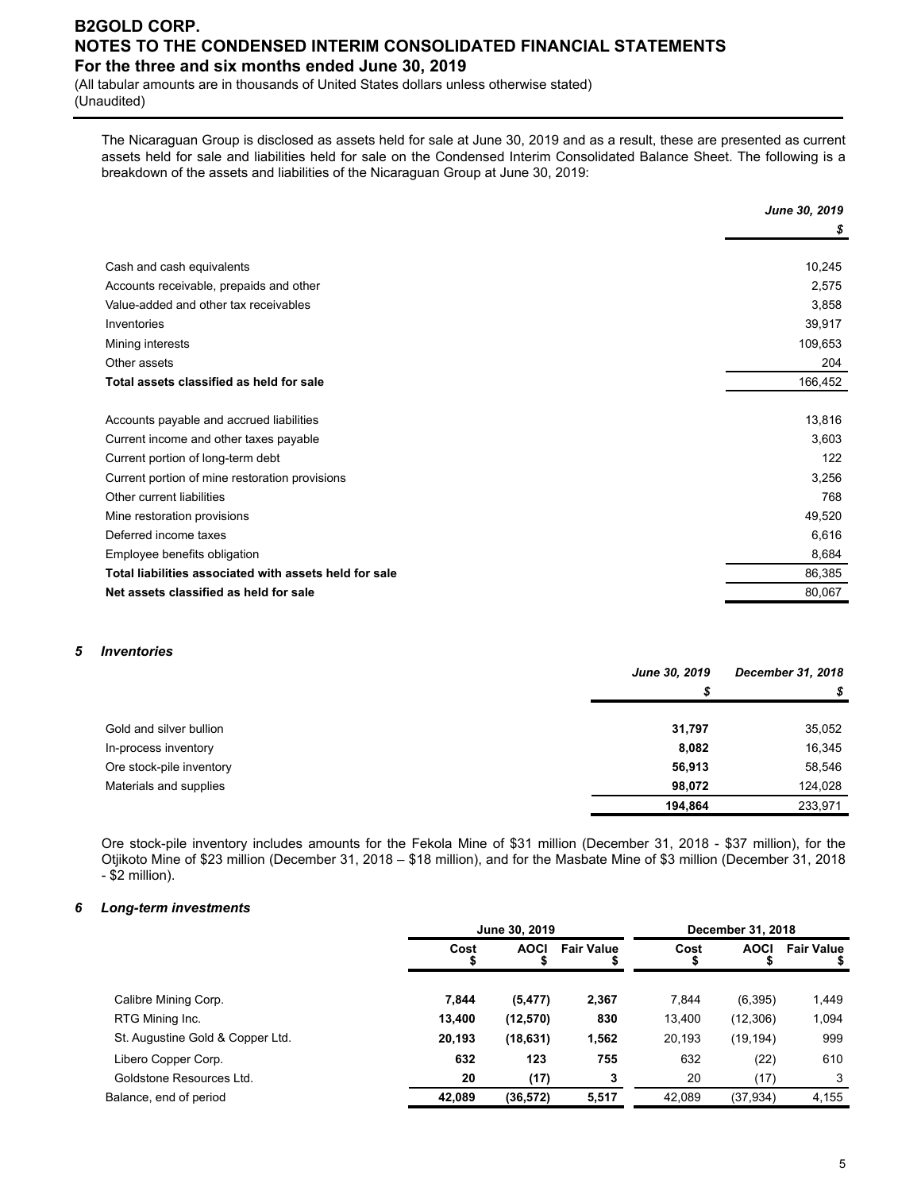The Nicaraguan Group is disclosed as assets held for sale at June 30, 2019 and as a result, these are presented as current assets held for sale and liabilities held for sale on the Condensed Interim Consolidated Balance Sheet. The following is a breakdown of the assets and liabilities of the Nicaraguan Group at June 30, 2019:

| | *June 30, 2019* |
|---|---|
| | *$* |
| Cash and cash equivalents | 10,245 |
| Accounts receivable, prepaids and other | 2,575 |
| Value-added and other tax receivables | 3,858 |
| Inventories | 39,917 |
| Mining interests | 109,653 |
| Other assets | 204 |
| **Total assets classified as held for sale** | 166,452 |
| | |
| Accounts payable and accrued liabilities | 13,816 |
| Current income and other taxes payable | 3,603 |
| Current portion of long-term debt | 122 |
| Current portion of mine restoration provisions | 3,256 |
| Other current liabilities | 768 |
| Mine restoration provisions | 49,520 |
| Deferred income taxes | 6,616 |
| Employee benefits obligation | 8,684 |
| **Total liabilities associated with assets held for sale** | 86,385 |
| **Net assets classified as held for sale** | 80,067 |

## 5 *Inventories*

| | *June 30, 2019* | *December 31, 2018* |
|---|---|---|
| | *$* | *$* |
| Gold and silver bullion | **31,797** | 35,052 |
| In-process inventory | **8,082** | 16,345 |
| Ore stock-pile inventory | **56,913** | 58,546 |
| Materials and supplies | **98,072** | 124,028 |
| | **194,864** | 233,971 |

Ore stock-pile inventory includes amounts for the Fekola Mine of $31 million (December 31, 2018 - $37 million), for the Otjikoto Mine of $23 million (December 31, 2018 – $18 million), and for the Masbate Mine of $3 million (December 31, 2018 - $2 million).

## 6 *Long-term investments*

| | June 30, 2019 | | | December 31, 2018 | | |
|---|---|---|---|---|---|---|
| | Cost $ | AOCI $ | Fair Value $ | Cost $ | AOCI $ | Fair Value $ |
| Calibre Mining Corp. | **7,844** | **(5,477)** | **2,367** | 7,844 | (6,395) | 1,449 |
| RTG Mining Inc. | **13,400** | **(12,570)** | **830** | 13,400 | (12,306) | 1,094 |
| St. Augustine Gold & Copper Ltd. | **20,193** | **(18,631)** | **1,562** | 20,193 | (19,194) | 999 |
| Libero Copper Corp. | **632** | **123** | **755** | 632 | (22) | 610 |
| Goldstone Resources Ltd. | **20** | **(17)** | **3** | 20 | (17) | 3 |
| Balance, end of period | **42,089** | **(36,572)** | **5,517** | 42,089 | (37,934) | 4,155 |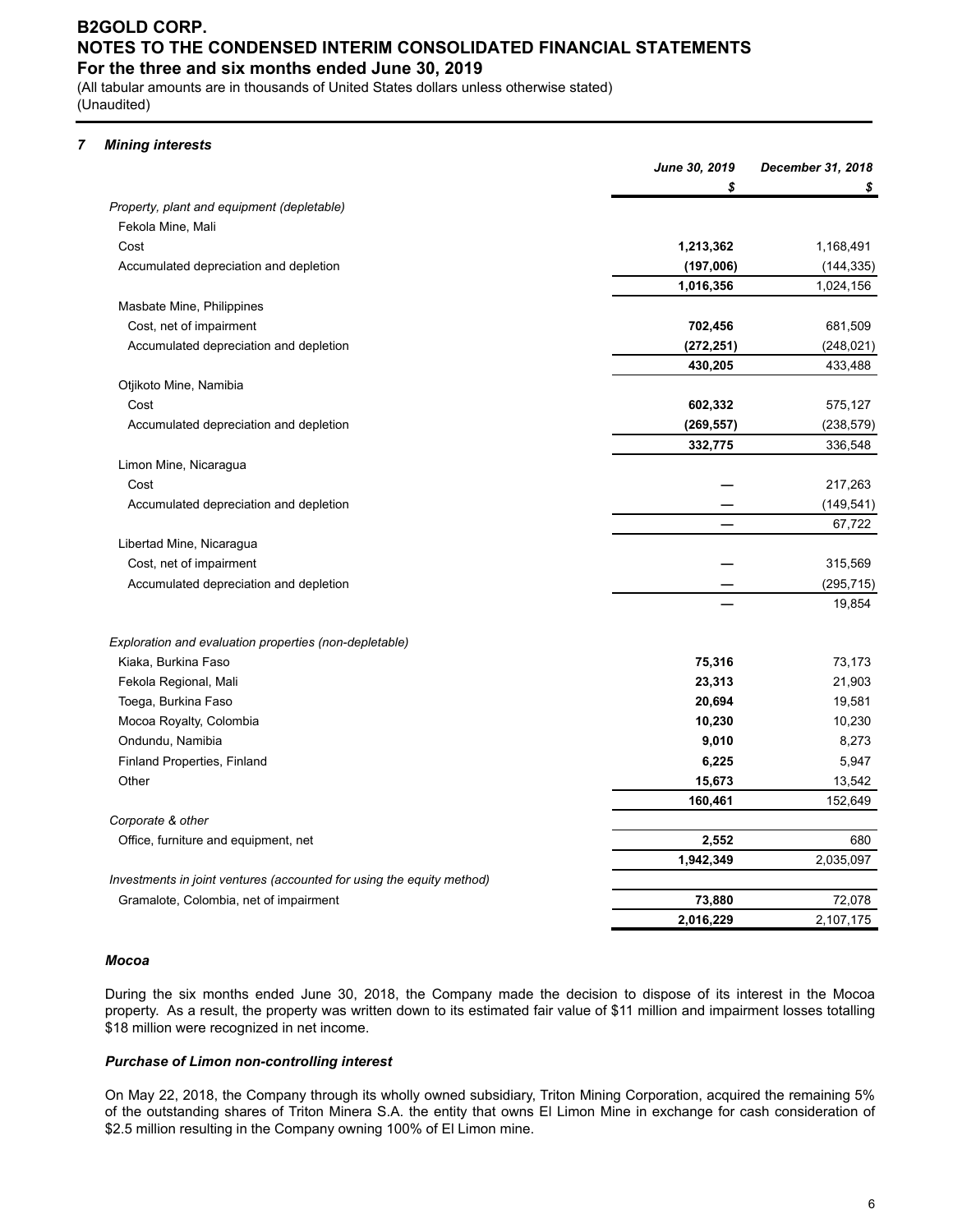## 7 Mining interests

| | June 30, 2019 | December 31, 2018 |
|---|---|---|
| | $ | $ |
| *Property, plant and equipment (depletable)* | | |
| Fekola Mine, Mali | | |
| Cost | **1,213,362** | 1,168,491 |
| Accumulated depreciation and depletion | **(197,006)** | (144,335) |
| | **1,016,356** | 1,024,156 |
| Masbate Mine, Philippines | | |
| Cost, net of impairment | **702,456** | 681,509 |
| Accumulated depreciation and depletion | **(272,251)** | (248,021) |
| | **430,205** | 433,488 |
| Otjikoto Mine, Namibia | | |
| Cost | **602,332** | 575,127 |
| Accumulated depreciation and depletion | **(269,557)** | (238,579) |
| | **332,775** | 336,548 |
| Limon Mine, Nicaragua | | |
| Cost | **—** | 217,263 |
| Accumulated depreciation and depletion | **—** | (149,541) |
| | **—** | 67,722 |
| Libertad Mine, Nicaragua | | |
| Cost, net of impairment | **—** | 315,569 |
| Accumulated depreciation and depletion | **—** | (295,715) |
| | **—** | 19,854 |
| *Exploration and evaluation properties (non-depletable)* | | |
| Kiaka, Burkina Faso | **75,316** | 73,173 |
| Fekola Regional, Mali | **23,313** | 21,903 |
| Toega, Burkina Faso | **20,694** | 19,581 |
| Mocoa Royalty, Colombia | **10,230** | 10,230 |
| Ondundu, Namibia | **9,010** | 8,273 |
| Finland Properties, Finland | **6,225** | 5,947 |
| Other | **15,673** | 13,542 |
| | **160,461** | 152,649 |
| *Corporate & other* | | |
| Office, furniture and equipment, net | **2,552** | 680 |
| | **1,942,349** | 2,035,097 |
| *Investments in joint ventures (accounted for using the equity method)* | | |
| Gramalote, Colombia, net of impairment | **73,880** | 72,078 |
| | **2,016,229** | 2,107,175 |

### *Mocoa*

During the six months ended June 30, 2018, the Company made the decision to dispose of its interest in the Mocoa property. As a result, the property was written down to its estimated fair value of $11 million and impairment losses totalling $18 million were recognized in net income.

### *Purchase of Limon non-controlling interest*

On May 22, 2018, the Company through its wholly owned subsidiary, Triton Mining Corporation, acquired the remaining 5% of the outstanding shares of Triton Minera S.A. the entity that owns El Limon Mine in exchange for cash consideration of $2.5 million resulting in the Company owning 100% of El Limon mine.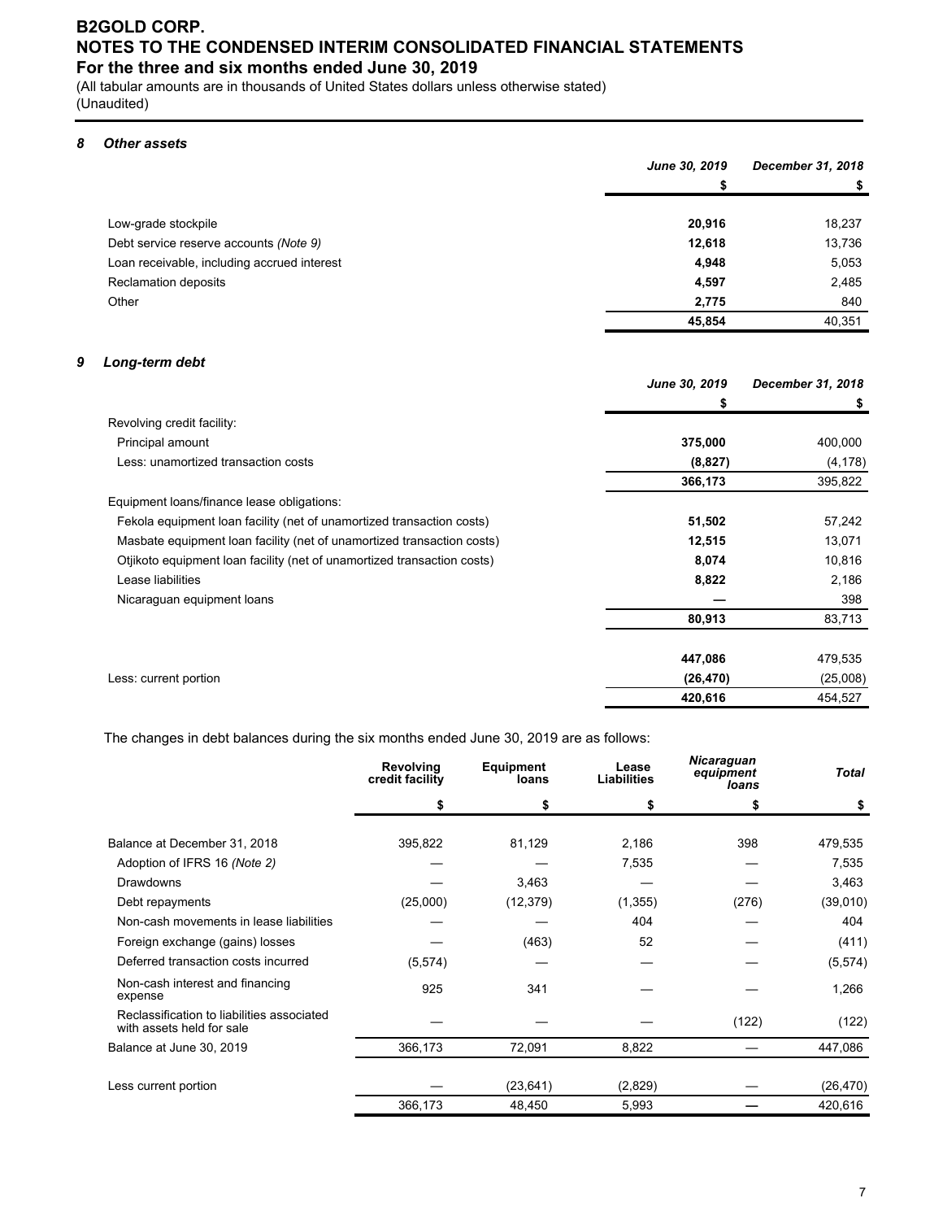# B2GOLD CORP.
## NOTES TO THE CONDENSED INTERIM CONSOLIDATED FINANCIAL STATEMENTS
### For the three and six months ended June 30, 2019

(All tabular amounts are in thousands of United States dollars unless otherwise stated)
(Unaudited)

### *8 Other assets*

| | *June 30, 2019* | *December 31, 2018* |
|---|---|---|
| | **$** | **$** |
| Low-grade stockpile | **20,916** | 18,237 |
| Debt service reserve accounts *(Note 9)* | **12,618** | 13,736 |
| Loan receivable, including accrued interest | **4,948** | 5,053 |
| Reclamation deposits | **4,597** | 2,485 |
| Other | **2,775** | 840 |
| | **45,854** | 40,351 |

### *9 Long-term debt*

| | *June 30, 2019* | *December 31, 2018* |
|---|---|---|
| | **$** | **$** |
| Revolving credit facility: | | |
| Principal amount | **375,000** | 400,000 |
| Less: unamortized transaction costs | **(8,827)** | (4,178) |
| | **366,173** | 395,822 |
| Equipment loans/finance lease obligations: | | |
| Fekola equipment loan facility (net of unamortized transaction costs) | **51,502** | 57,242 |
| Masbate equipment loan facility (net of unamortized transaction costs) | **12,515** | 13,071 |
| Otjikoto equipment loan facility (net of unamortized transaction costs) | **8,074** | 10,816 |
| Lease liabilities | **8,822** | 2,186 |
| Nicaraguan equipment loans | **—** | 398 |
| | **80,913** | 83,713 |
| | **447,086** | 479,535 |
| Less: current portion | **(26,470)** | (25,008) |
| | **420,616** | 454,527 |

The changes in debt balances during the six months ended June 30, 2019 are as follows:

| | **Revolving credit facility** | **Equipment loans** | **Lease Liabilities** | ***Nicaraguan equipment loans*** | ***Total*** |
|---|---|---|---|---|---|
| | **$** | **$** | **$** | **$** | **$** |
| Balance at December 31, 2018 | 395,822 | 81,129 | 2,186 | 398 | 479,535 |
| Adoption of IFRS 16 *(Note 2)* | — | — | 7,535 | — | 7,535 |
| Drawdowns | — | 3,463 | — | — | 3,463 |
| Debt repayments | (25,000) | (12,379) | (1,355) | (276) | (39,010) |
| Non-cash movements in lease liabilities | — | — | 404 | — | 404 |
| Foreign exchange (gains) losses | — | (463) | 52 | — | (411) |
| Deferred transaction costs incurred | (5,574) | — | — | — | (5,574) |
| Non-cash interest and financing expense | 925 | 341 | — | — | 1,266 |
| Reclassification to liabilities associated with assets held for sale | — | — | — | (122) | (122) |
| Balance at June 30, 2019 | 366,173 | 72,091 | 8,822 | — | 447,086 |
| Less current portion | — | (23,641) | (2,829) | — | (26,470) |
| | 366,173 | 48,450 | 5,993 | — | 420,616 |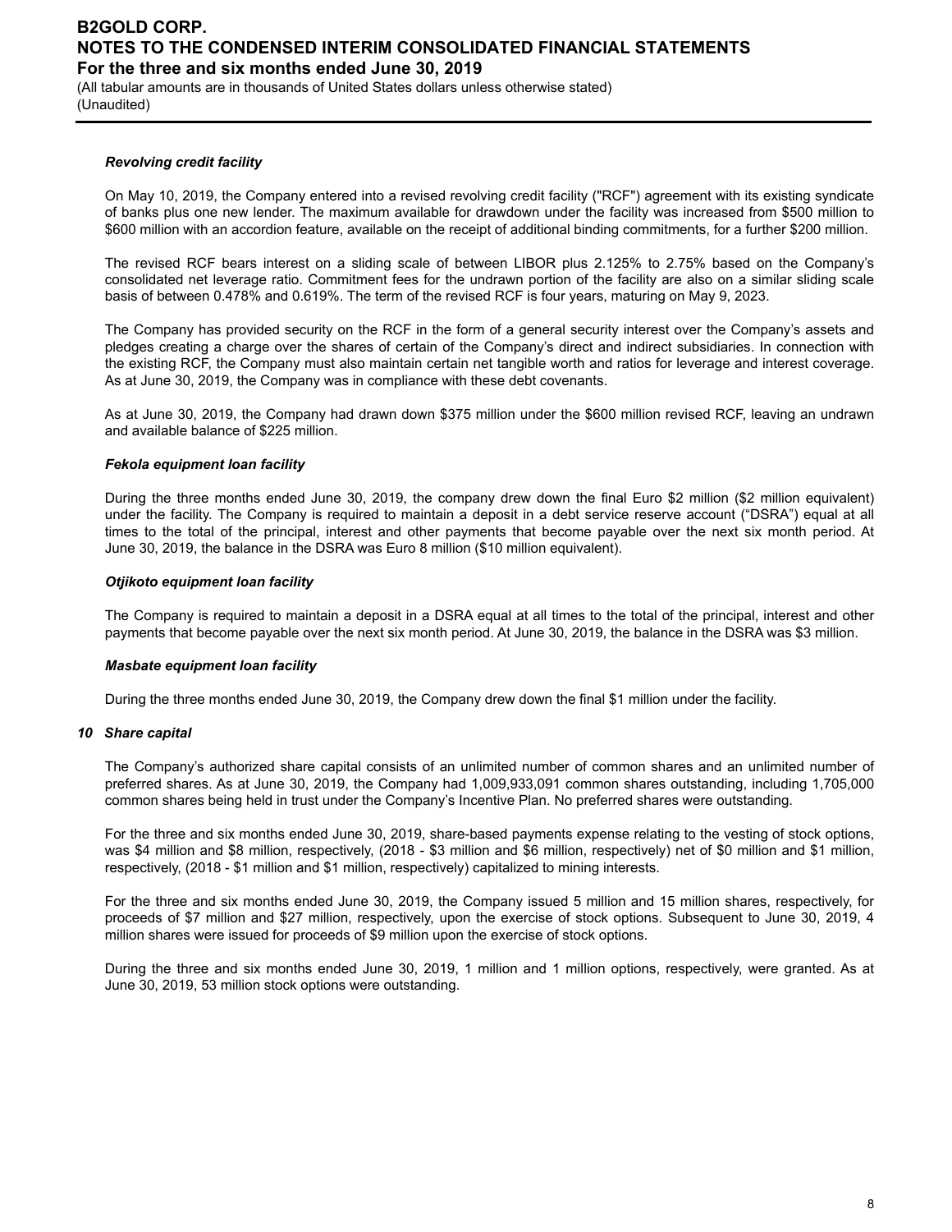***Revolving credit facility***

On May 10, 2019, the Company entered into a revised revolving credit facility ("RCF") agreement with its existing syndicate of banks plus one new lender. The maximum available for drawdown under the facility was increased from $500 million to $600 million with an accordion feature, available on the receipt of additional binding commitments, for a further $200 million.

The revised RCF bears interest on a sliding scale of between LIBOR plus 2.125% to 2.75% based on the Company's consolidated net leverage ratio. Commitment fees for the undrawn portion of the facility are also on a similar sliding scale basis of between 0.478% and 0.619%. The term of the revised RCF is four years, maturing on May 9, 2023.

The Company has provided security on the RCF in the form of a general security interest over the Company's assets and pledges creating a charge over the shares of certain of the Company's direct and indirect subsidiaries. In connection with the existing RCF, the Company must also maintain certain net tangible worth and ratios for leverage and interest coverage. As at June 30, 2019, the Company was in compliance with these debt covenants.

As at June 30, 2019, the Company had drawn down $375 million under the $600 million revised RCF, leaving an undrawn and available balance of $225 million.

***Fekola equipment loan facility***

During the three months ended June 30, 2019, the company drew down the final Euro $2 million ($2 million equivalent) under the facility. The Company is required to maintain a deposit in a debt service reserve account ("DSRA") equal at all times to the total of the principal, interest and other payments that become payable over the next six month period. At June 30, 2019, the balance in the DSRA was Euro 8 million ($10 million equivalent).

***Otjikoto equipment loan facility***

The Company is required to maintain a deposit in a DSRA equal at all times to the total of the principal, interest and other payments that become payable over the next six month period. At June 30, 2019, the balance in the DSRA was $3 million.

***Masbate equipment loan facility***

During the three months ended June 30, 2019, the Company drew down the final $1 million under the facility.

## *10 Share capital*

The Company's authorized share capital consists of an unlimited number of common shares and an unlimited number of preferred shares. As at June 30, 2019, the Company had 1,009,933,091 common shares outstanding, including 1,705,000 common shares being held in trust under the Company's Incentive Plan. No preferred shares were outstanding.

For the three and six months ended June 30, 2019, share-based payments expense relating to the vesting of stock options, was $4 million and $8 million, respectively, (2018 - $3 million and $6 million, respectively) net of $0 million and $1 million, respectively, (2018 - $1 million and $1 million, respectively) capitalized to mining interests.

For the three and six months ended June 30, 2019, the Company issued 5 million and 15 million shares, respectively, for proceeds of $7 million and $27 million, respectively, upon the exercise of stock options. Subsequent to June 30, 2019, 4 million shares were issued for proceeds of $9 million upon the exercise of stock options.

During the three and six months ended June 30, 2019, 1 million and 1 million options, respectively, were granted. As at June 30, 2019, 53 million stock options were outstanding.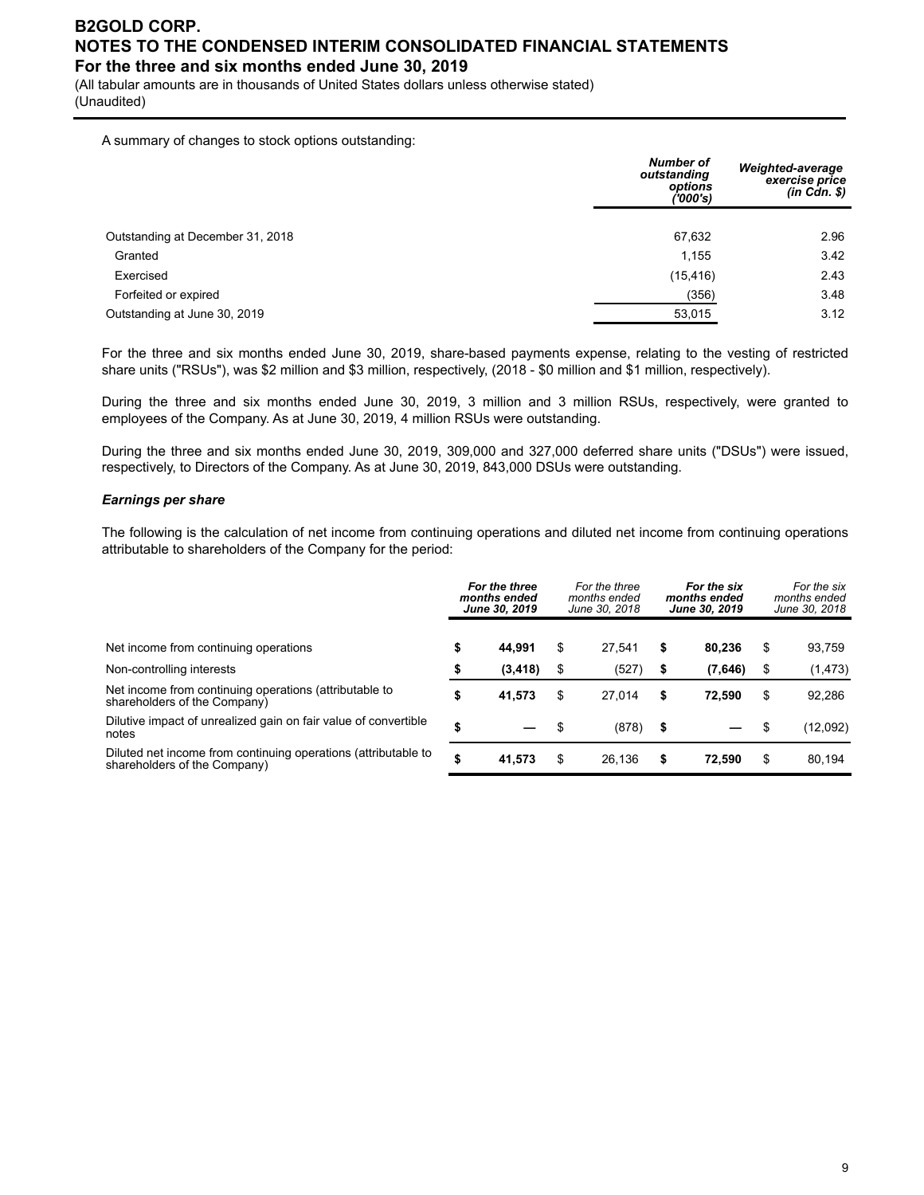A summary of changes to stock options outstanding:

| | ***Number of outstanding options ('000's)*** | ***Weighted-average exercise price (in Cdn. $)*** |
|---|---|---|
| Outstanding at December 31, 2018 | 67,632 | 2.96 |
| Granted | 1,155 | 3.42 |
| Exercised | (15,416) | 2.43 |
| Forfeited or expired | (356) | 3.48 |
| Outstanding at June 30, 2019 | 53,015 | 3.12 |

For the three and six months ended June 30, 2019, share-based payments expense, relating to the vesting of restricted share units ("RSUs"), was $2 million and $3 million, respectively, (2018 - $0 million and $1 million, respectively).

During the three and six months ended June 30, 2019, 3 million and 3 million RSUs, respectively, were granted to employees of the Company. As at June 30, 2019, 4 million RSUs were outstanding.

During the three and six months ended June 30, 2019, 309,000 and 327,000 deferred share units ("DSUs") were issued, respectively, to Directors of the Company. As at June 30, 2019, 843,000 DSUs were outstanding.

***Earnings per share***

The following is the calculation of net income from continuing operations and diluted net income from continuing operations attributable to shareholders of the Company for the period:

| | ***For the three months ended June 30, 2019*** | *For the three months ended June 30, 2018* | ***For the six months ended June 30, 2019*** | *For the six months ended June 30, 2018* |
|---|---|---|---|---|
| Net income from continuing operations | **$ 44,991** | $ 27,541 | **$ 80,236** | $ 93,759 |
| Non-controlling interests | **$ (3,418)** | $ (527) | **$ (7,646)** | $ (1,473) |
| Net income from continuing operations (attributable to shareholders of the Company) | **$ 41,573** | $ 27,014 | **$ 72,590** | $ 92,286 |
| Dilutive impact of unrealized gain on fair value of convertible notes | **$ —** | $ (878) | **$ —** | $ (12,092) |
| Diluted net income from continuing operations (attributable to shareholders of the Company) | **$ 41,573** | $ 26,136 | **$ 72,590** | $ 80,194 |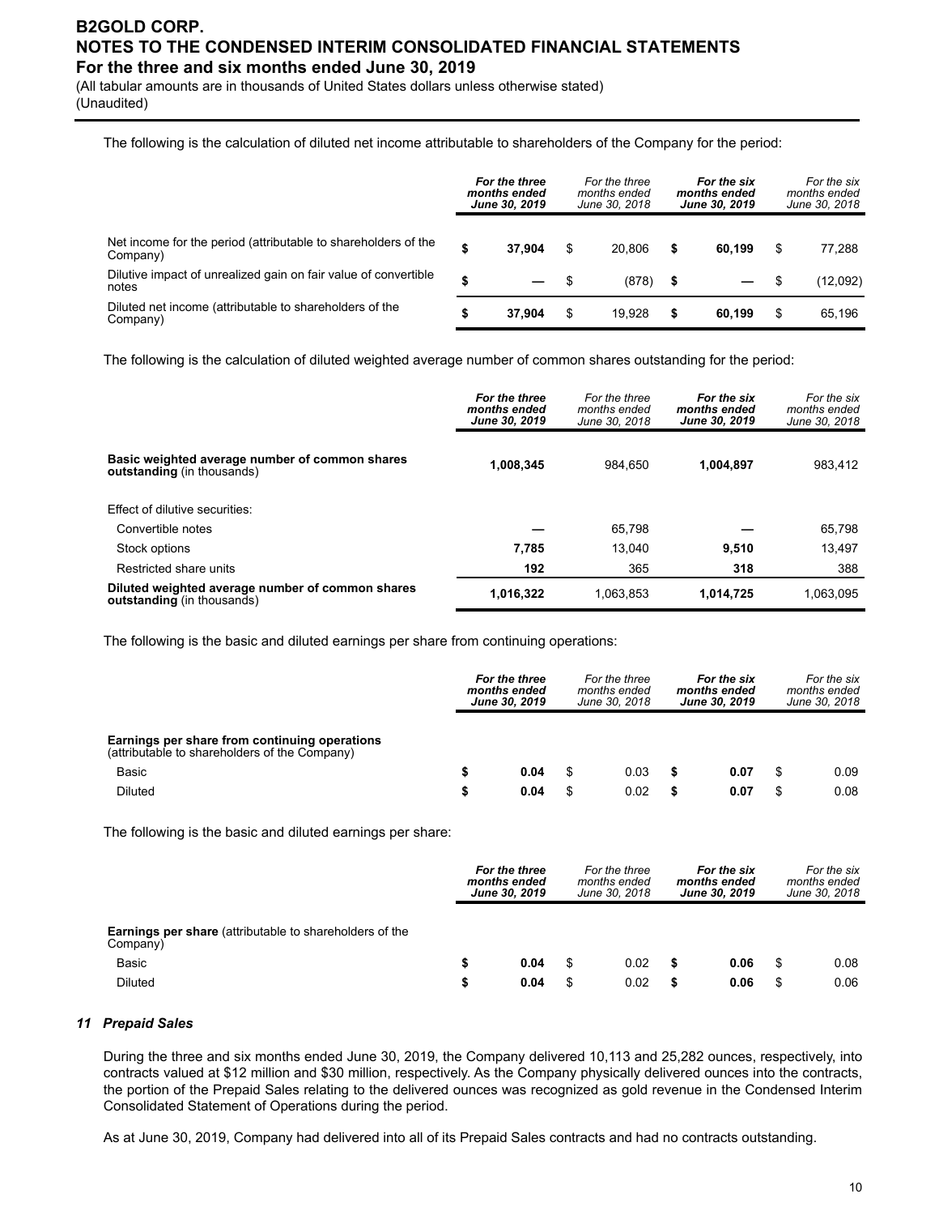The following is the calculation of diluted net income attributable to shareholders of the Company for the period:

| | **For the three months ended June 30, 2019** | For the three months ended June 30, 2018 | **For the six months ended June 30, 2019** | For the six months ended June 30, 2018 |
|---|---|---|---|---|
| Net income for the period (attributable to shareholders of the Company) | **$ 37,904** | $ 20,806 | **$ 60,199** | $ 77,288 |
| Dilutive impact of unrealized gain on fair value of convertible notes | **$ —** | $ (878) | **$ —** | $ (12,092) |
| Diluted net income (attributable to shareholders of the Company) | **$ 37,904** | $ 19,928 | **$ 60,199** | $ 65,196 |

The following is the calculation of diluted weighted average number of common shares outstanding for the period:

| | **For the three months ended June 30, 2019** | For the three months ended June 30, 2018 | **For the six months ended June 30, 2019** | For the six months ended June 30, 2018 |
|---|---|---|---|---|
| **Basic weighted average number of common shares outstanding** (in thousands) | **1,008,345** | 984,650 | **1,004,897** | 983,412 |
| Effect of dilutive securities: | | | | |
| Convertible notes | **—** | 65,798 | **—** | 65,798 |
| Stock options | **7,785** | 13,040 | **9,510** | 13,497 |
| Restricted share units | **192** | 365 | **318** | 388 |
| **Diluted weighted average number of common shares outstanding** (in thousands) | **1,016,322** | 1,063,853 | **1,014,725** | 1,063,095 |

The following is the basic and diluted earnings per share from continuing operations:

| | **For the three months ended June 30, 2019** | For the three months ended June 30, 2018 | **For the six months ended June 30, 2019** | For the six months ended June 30, 2018 |
|---|---|---|---|---|
| **Earnings per share from continuing operations** (attributable to shareholders of the Company) | | | | |
| Basic | **$ 0.04** | $ 0.03 | **$ 0.07** | $ 0.09 |
| Diluted | **$ 0.04** | $ 0.02 | **$ 0.07** | $ 0.08 |

The following is the basic and diluted earnings per share:

| | **For the three months ended June 30, 2019** | For the three months ended June 30, 2018 | **For the six months ended June 30, 2019** | For the six months ended June 30, 2018 |
|---|---|---|---|---|
| **Earnings per share** (attributable to shareholders of the Company) | | | | |
| Basic | **$ 0.04** | $ 0.02 | **$ 0.06** | $ 0.08 |
| Diluted | **$ 0.04** | $ 0.02 | **$ 0.06** | $ 0.06 |

### *11 Prepaid Sales*

During the three and six months ended June 30, 2019, the Company delivered 10,113 and 25,282 ounces, respectively, into contracts valued at $12 million and $30 million, respectively. As the Company physically delivered ounces into the contracts, the portion of the Prepaid Sales relating to the delivered ounces was recognized as gold revenue in the Condensed Interim Consolidated Statement of Operations during the period.

As at June 30, 2019, Company had delivered into all of its Prepaid Sales contracts and had no contracts outstanding.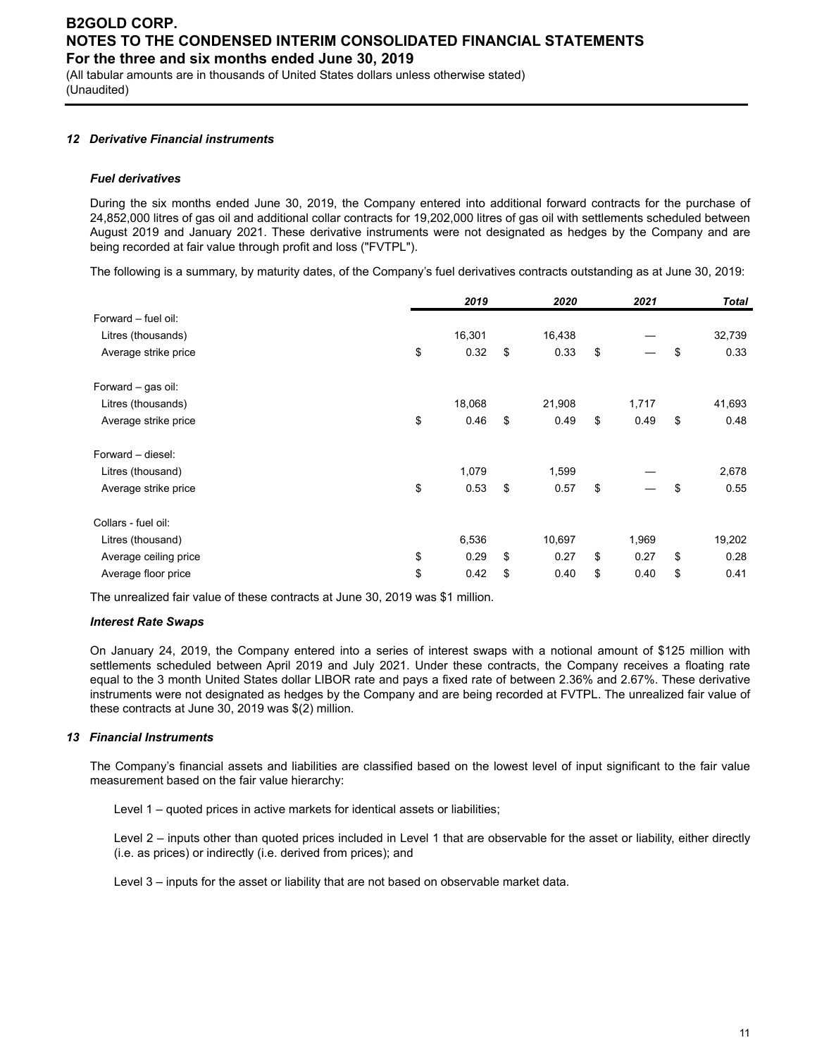### *12 Derivative Financial instruments*

***Fuel derivatives***

During the six months ended June 30, 2019, the Company entered into additional forward contracts for the purchase of 24,852,000 litres of gas oil and additional collar contracts for 19,202,000 litres of gas oil with settlements scheduled between August 2019 and January 2021. These derivative instruments were not designated as hedges by the Company and are being recorded at fair value through profit and loss ("FVTPL").

The following is a summary, by maturity dates, of the Company's fuel derivatives contracts outstanding as at June 30, 2019:

| | *2019* | *2020* | *2021* | *Total* |
|---|---|---|---|---|
| Forward – fuel oil: | | | | |
| Litres (thousands) | 16,301 | 16,438 | — | 32,739 |
| Average strike price | $ 0.32 | $ 0.33 | $ — | $ 0.33 |
| | | | | |
| Forward – gas oil: | | | | |
| Litres (thousands) | 18,068 | 21,908 | 1,717 | 41,693 |
| Average strike price | $ 0.46 | $ 0.49 | $ 0.49 | $ 0.48 |
| | | | | |
| Forward – diesel: | | | | |
| Litres (thousand) | 1,079 | 1,599 | — | 2,678 |
| Average strike price | $ 0.53 | $ 0.57 | $ — | $ 0.55 |
| | | | | |
| Collars - fuel oil: | | | | |
| Litres (thousand) | 6,536 | 10,697 | 1,969 | 19,202 |
| Average ceiling price | $ 0.29 | $ 0.27 | $ 0.27 | $ 0.28 |
| Average floor price | $ 0.42 | $ 0.40 | $ 0.40 | $ 0.41 |

The unrealized fair value of these contracts at June 30, 2019 was $1 million.

***Interest Rate Swaps***

On January 24, 2019, the Company entered into a series of interest swaps with a notional amount of $125 million with settlements scheduled between April 2019 and July 2021. Under these contracts, the Company receives a floating rate equal to the 3 month United States dollar LIBOR rate and pays a fixed rate of between 2.36% and 2.67%. These derivative instruments were not designated as hedges by the Company and are being recorded at FVTPL. The unrealized fair value of these contracts at June 30, 2019 was $(2) million.

### *13 Financial Instruments*

The Company's financial assets and liabilities are classified based on the lowest level of input significant to the fair value measurement based on the fair value hierarchy:

Level 1 – quoted prices in active markets for identical assets or liabilities;

Level 2 – inputs other than quoted prices included in Level 1 that are observable for the asset or liability, either directly (i.e. as prices) or indirectly (i.e. derived from prices); and

Level 3 – inputs for the asset or liability that are not based on observable market data.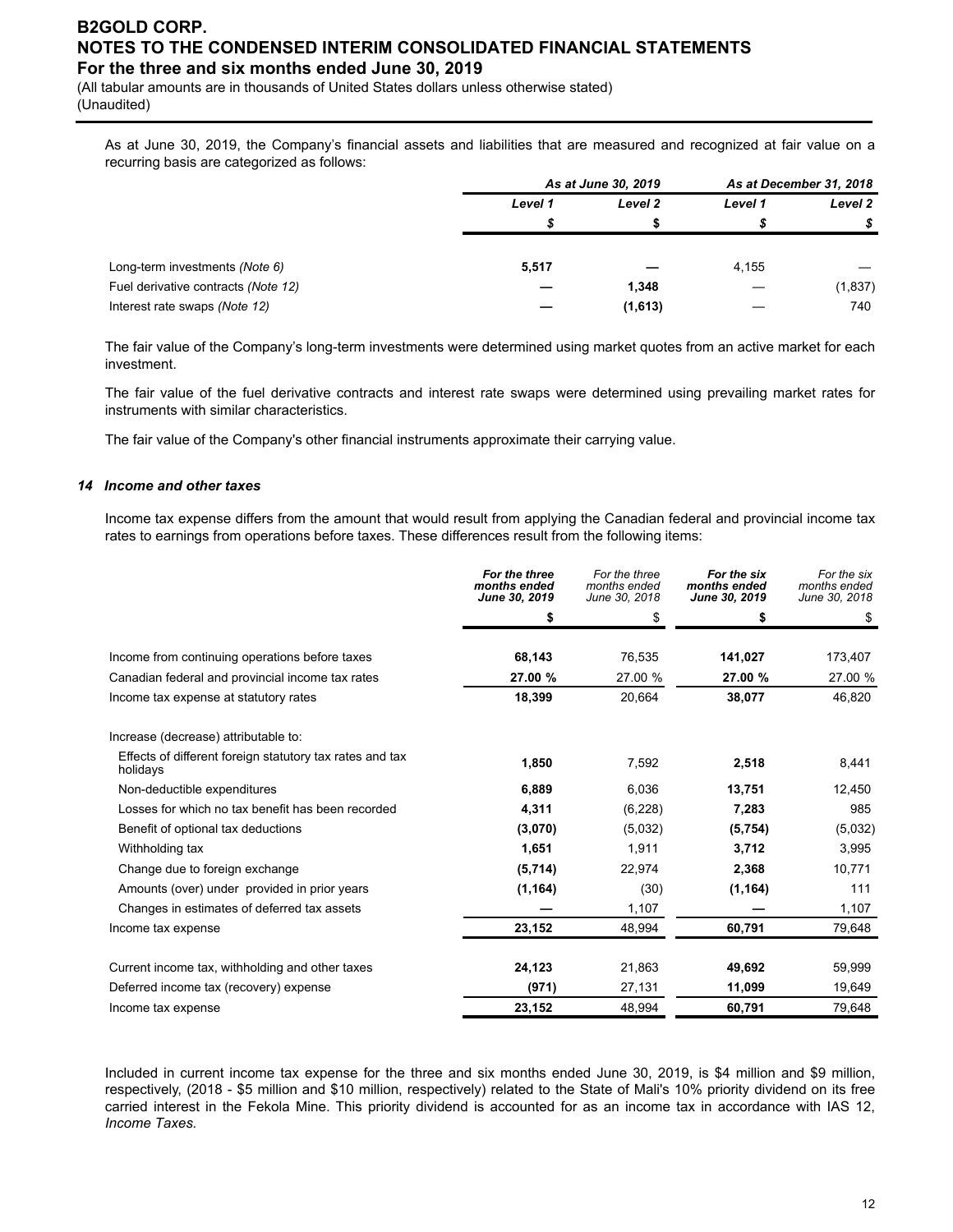As at June 30, 2019, the Company's financial assets and liabilities that are measured and recognized at fair value on a recurring basis are categorized as follows:

| | As at June 30, 2019 | | As at December 31, 2018 | |
|---|---|---|---|---|
| | Level 1 | Level 2 | Level 1 | Level 2 |
| | $ | $ | $ | $ |
| Long-term investments *(Note 6)* | **5,517** | **—** | 4,155 | — |
| Fuel derivative contracts *(Note 12)* | **—** | **1,348** | — | (1,837) |
| Interest rate swaps *(Note 12)* | **—** | **(1,613)** | — | 740 |

The fair value of the Company's long-term investments were determined using market quotes from an active market for each investment.

The fair value of the fuel derivative contracts and interest rate swaps were determined using prevailing market rates for instruments with similar characteristics.

The fair value of the Company's other financial instruments approximate their carrying value.

### *14 Income and other taxes*

Income tax expense differs from the amount that would result from applying the Canadian federal and provincial income tax rates to earnings from operations before taxes. These differences result from the following items:

| | For the three months ended June 30, 2019 | For the three months ended June 30, 2018 | For the six months ended June 30, 2019 | For the six months ended June 30, 2018 |
|---|---|---|---|---|
| | $ | $ | $ | $ |
| Income from continuing operations before taxes | **68,143** | 76,535 | **141,027** | 173,407 |
| Canadian federal and provincial income tax rates | **27.00 %** | 27.00 % | **27.00 %** | 27.00 % |
| Income tax expense at statutory rates | **18,399** | 20,664 | **38,077** | 46,820 |
| Increase (decrease) attributable to: | | | | |
| Effects of different foreign statutory tax rates and tax holidays | **1,850** | 7,592 | **2,518** | 8,441 |
| Non-deductible expenditures | **6,889** | 6,036 | **13,751** | 12,450 |
| Losses for which no tax benefit has been recorded | **4,311** | (6,228) | **7,283** | 985 |
| Benefit of optional tax deductions | **(3,070)** | (5,032) | **(5,754)** | (5,032) |
| Withholding tax | **1,651** | 1,911 | **3,712** | 3,995 |
| Change due to foreign exchange | **(5,714)** | 22,974 | **2,368** | 10,771 |
| Amounts (over) under provided in prior years | **(1,164)** | (30) | **(1,164)** | 111 |
| Changes in estimates of deferred tax assets | **—** | 1,107 | **—** | 1,107 |
| Income tax expense | **23,152** | 48,994 | **60,791** | 79,648 |
| Current income tax, withholding and other taxes | **24,123** | 21,863 | **49,692** | 59,999 |
| Deferred income tax (recovery) expense | **(971)** | 27,131 | **11,099** | 19,649 |
| Income tax expense | **23,152** | 48,994 | **60,791** | 79,648 |

Included in current income tax expense for the three and six months ended June 30, 2019, is $4 million and $9 million, respectively, (2018 - $5 million and $10 million, respectively) related to the State of Mali's 10% priority dividend on its free carried interest in the Fekola Mine. This priority dividend is accounted for as an income tax in accordance with IAS 12, *Income Taxes.*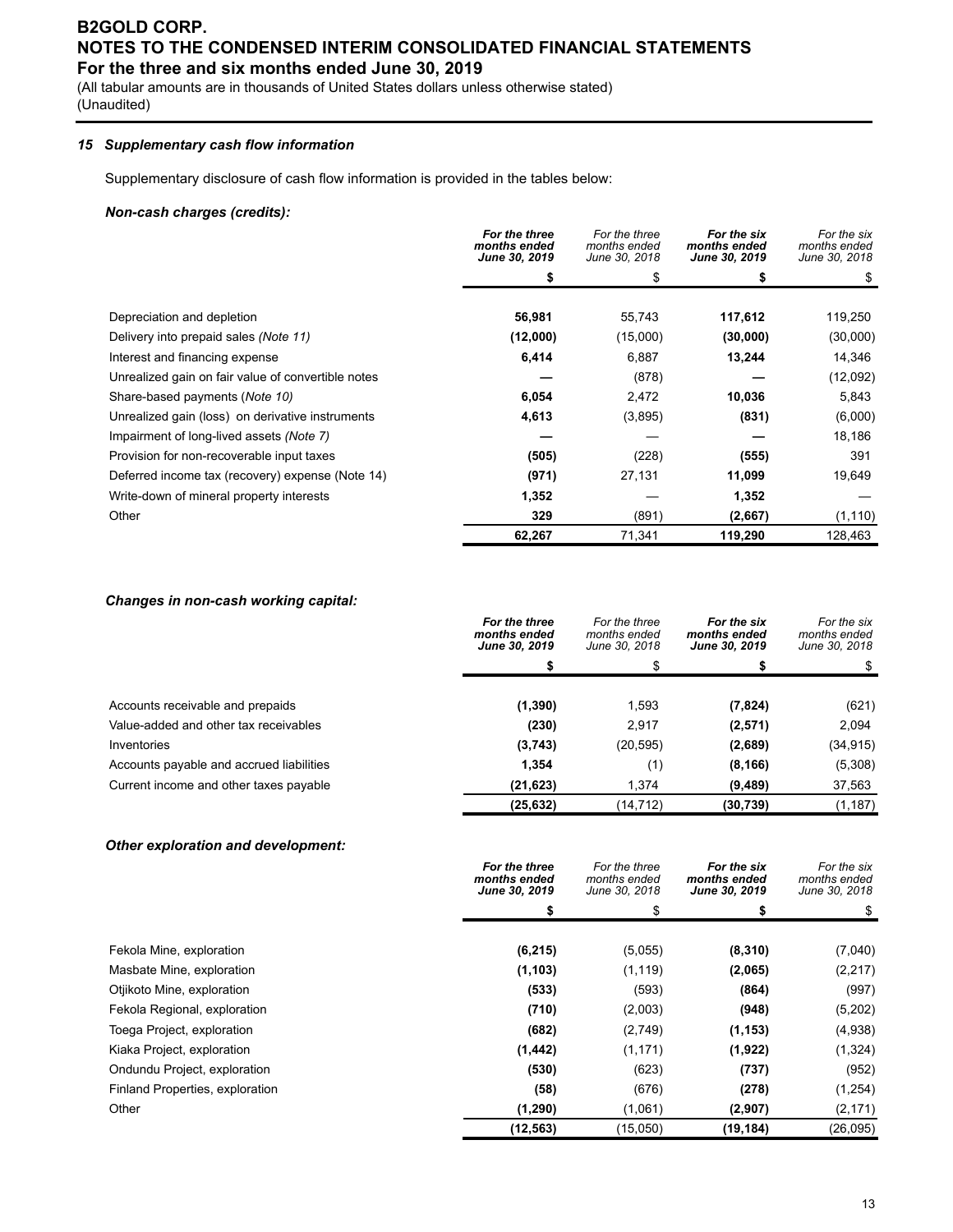# B2GOLD CORP.
# NOTES TO THE CONDENSED INTERIM CONSOLIDATED FINANCIAL STATEMENTS
## For the three and six months ended June 30, 2019

(All tabular amounts are in thousands of United States dollars unless otherwise stated)
(Unaudited)

### *15 Supplementary cash flow information*

Supplementary disclosure of cash flow information is provided in the tables below:

***Non-cash charges (credits):***

| | ***For the three months ended June 30, 2019*** | *For the three months ended June 30, 2018* | ***For the six months ended June 30, 2019*** | *For the six months ended June 30, 2018* |
|---|---|---|---|---|
| | **$** | $ | **$** | $ |
| Depreciation and depletion | **56,981** | 55,743 | **117,612** | 119,250 |
| Delivery into prepaid sales *(Note 11)* | **(12,000)** | (15,000) | **(30,000)** | (30,000) |
| Interest and financing expense | **6,414** | 6,887 | **13,244** | 14,346 |
| Unrealized gain on fair value of convertible notes | **—** | (878) | **—** | (12,092) |
| Share-based payments (*Note 10)* | **6,054** | 2,472 | **10,036** | 5,843 |
| Unrealized gain (loss) on derivative instruments | **4,613** | (3,895) | **(831)** | (6,000) |
| Impairment of long-lived assets *(Note 7)* | **—** | — | **—** | 18,186 |
| Provision for non-recoverable input taxes | **(505)** | (228) | **(555)** | 391 |
| Deferred income tax (recovery) expense (Note 14) | **(971)** | 27,131 | **11,099** | 19,649 |
| Write-down of mineral property interests | **1,352** | — | **1,352** | — |
| Other | **329** | (891) | **(2,667)** | (1,110) |
| | **62,267** | 71,341 | **119,290** | 128,463 |

***Changes in non-cash working capital:***

| | ***For the three months ended June 30, 2019*** | *For the three months ended June 30, 2018* | ***For the six months ended June 30, 2019*** | *For the six months ended June 30, 2018* |
|---|---|---|---|---|
| | **$** | $ | **$** | $ |
| Accounts receivable and prepaids | **(1,390)** | 1,593 | **(7,824)** | (621) |
| Value-added and other tax receivables | **(230)** | 2,917 | **(2,571)** | 2,094 |
| Inventories | **(3,743)** | (20,595) | **(2,689)** | (34,915) |
| Accounts payable and accrued liabilities | **1,354** | (1) | **(8,166)** | (5,308) |
| Current income and other taxes payable | **(21,623)** | 1,374 | **(9,489)** | 37,563 |
| | **(25,632)** | (14,712) | **(30,739)** | (1,187) |

***Other exploration and development:***

| | ***For the three months ended June 30, 2019*** | *For the three months ended June 30, 2018* | ***For the six months ended June 30, 2019*** | *For the six months ended June 30, 2018* |
|---|---|---|---|---|
| | **$** | $ | **$** | $ |
| Fekola Mine, exploration | **(6,215)** | (5,055) | **(8,310)** | (7,040) |
| Masbate Mine, exploration | **(1,103)** | (1,119) | **(2,065)** | (2,217) |
| Otjikoto Mine, exploration | **(533)** | (593) | **(864)** | (997) |
| Fekola Regional, exploration | **(710)** | (2,003) | **(948)** | (5,202) |
| Toega Project, exploration | **(682)** | (2,749) | **(1,153)** | (4,938) |
| Kiaka Project, exploration | **(1,442)** | (1,171) | **(1,922)** | (1,324) |
| Ondundu Project, exploration | **(530)** | (623) | **(737)** | (952) |
| Finland Properties, exploration | **(58)** | (676) | **(278)** | (1,254) |
| Other | **(1,290)** | (1,061) | **(2,907)** | (2,171) |
| | **(12,563)** | (15,050) | **(19,184)** | (26,095) |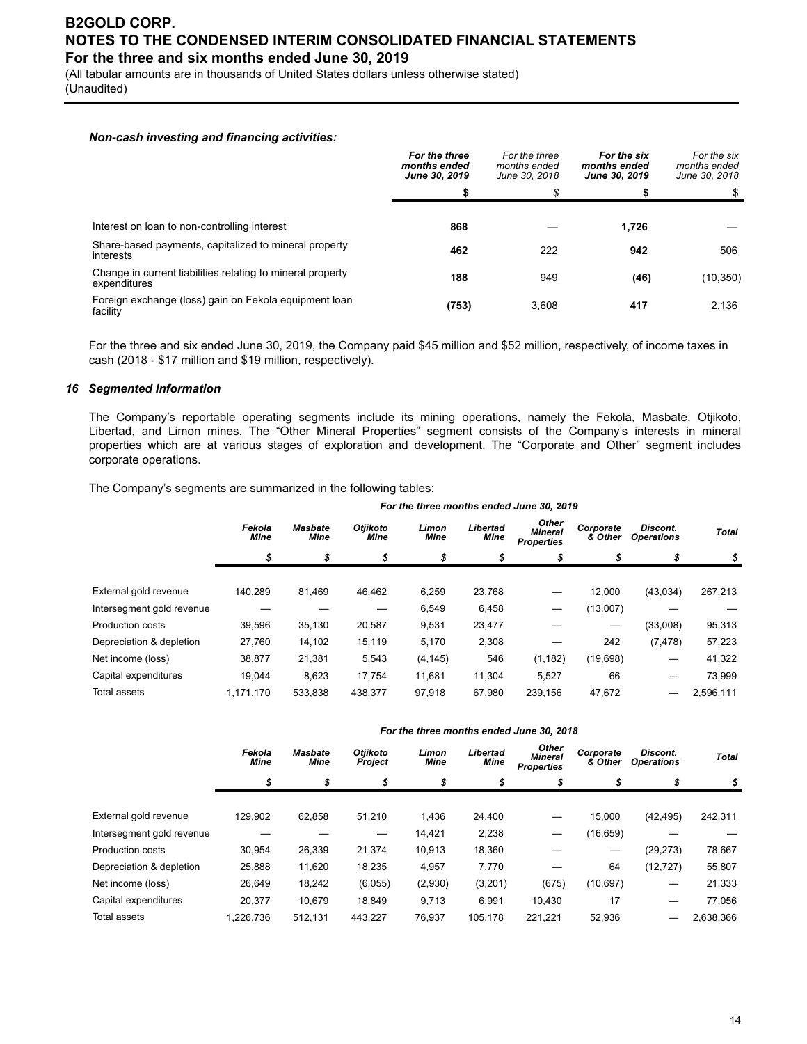***Non-cash investing and financing activities:***

| | For the three months ended June 30, 2019 | For the three months ended June 30, 2018 | For the six months ended June 30, 2019 | For the six months ended June 30, 2018 |
|---|---|---|---|---|
| | **$** | $ | **$** | $ |
| Interest on loan to non-controlling interest | **868** | — | **1,726** | — |
| Share-based payments, capitalized to mineral property interests | **462** | 222 | **942** | 506 |
| Change in current liabilities relating to mineral property expenditures | **188** | 949 | **(46)** | (10,350) |
| Foreign exchange (loss) gain on Fekola equipment loan facility | **(753)** | 3,608 | **417** | 2,136 |

For the three and six ended June 30, 2019, the Company paid $45 million and $52 million, respectively, of income taxes in cash (2018 - $17 million and $19 million, respectively).

### *16 Segmented Information*

The Company's reportable operating segments include its mining operations, namely the Fekola, Masbate, Otjikoto, Libertad, and Limon mines. The "Other Mineral Properties" segment consists of the Company's interests in mineral properties which are at various stages of exploration and development. The "Corporate and Other" segment includes corporate operations.

The Company's segments are summarized in the following tables:

| | For the three months ended June 30, 2019 | | | | | | | | |
|---|---|---|---|---|---|---|---|---|---|
| | Fekola Mine | Masbate Mine | Otjikoto Mine | Limon Mine | Libertad Mine | Other Mineral Properties | Corporate & Other | Discont. Operations | Total |
| | $ | $ | $ | $ | $ | $ | $ | $ | $ |
| External gold revenue | 140,289 | 81,469 | 46,462 | 6,259 | 23,768 | — | 12,000 | (43,034) | 267,213 |
| Intersegment gold revenue | — | — | — | 6,549 | 6,458 | — | (13,007) | — | — |
| Production costs | 39,596 | 35,130 | 20,587 | 9,531 | 23,477 | — | — | (33,008) | 95,313 |
| Depreciation & depletion | 27,760 | 14,102 | 15,119 | 5,170 | 2,308 | — | 242 | (7,478) | 57,223 |
| Net income (loss) | 38,877 | 21,381 | 5,543 | (4,145) | 546 | (1,182) | (19,698) | — | 41,322 |
| Capital expenditures | 19,044 | 8,623 | 17,754 | 11,681 | 11,304 | 5,527 | 66 | — | 73,999 |
| Total assets | 1,171,170 | 533,838 | 438,377 | 97,918 | 67,980 | 239,156 | 47,672 | — | 2,596,111 |

| | For the three months ended June 30, 2018 | | | | | | | | |
|---|---|---|---|---|---|---|---|---|---|
| | Fekola Mine | Masbate Mine | Otjikoto Project | Limon Mine | Libertad Mine | Other Mineral Properties | Corporate & Other | Discont. Operations | Total |
| | $ | $ | $ | $ | $ | $ | $ | $ | $ |
| External gold revenue | 129,902 | 62,858 | 51,210 | 1,436 | 24,400 | — | 15,000 | (42,495) | 242,311 |
| Intersegment gold revenue | — | — | — | 14,421 | 2,238 | — | (16,659) | — | — |
| Production costs | 30,954 | 26,339 | 21,374 | 10,913 | 18,360 | — | — | (29,273) | 78,667 |
| Depreciation & depletion | 25,888 | 11,620 | 18,235 | 4,957 | 7,770 | — | 64 | (12,727) | 55,807 |
| Net income (loss) | 26,649 | 18,242 | (6,055) | (2,930) | (3,201) | (675) | (10,697) | — | 21,333 |
| Capital expenditures | 20,377 | 10,679 | 18,849 | 9,713 | 6,991 | 10,430 | 17 | — | 77,056 |
| Total assets | 1,226,736 | 512,131 | 443,227 | 76,937 | 105,178 | 221,221 | 52,936 | — | 2,638,366 |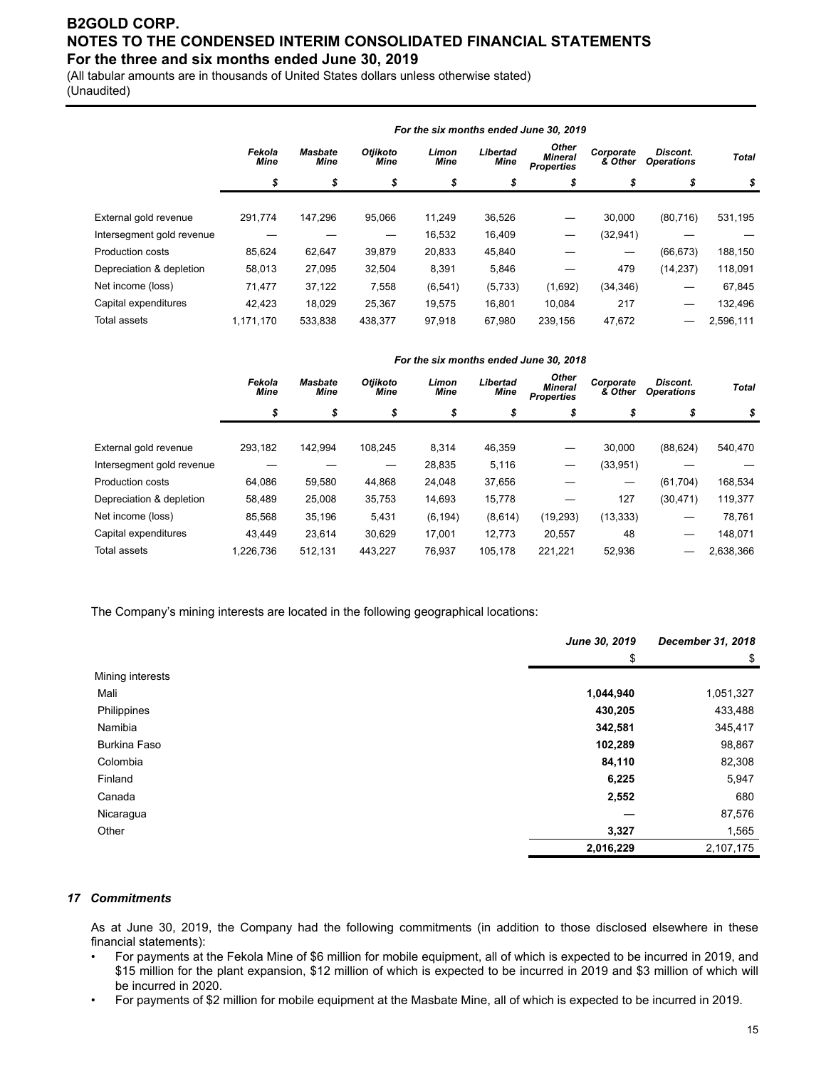| | For the six months ended June 30, 2019 | | | | | | | | |
|---|---|---|---|---|---|---|---|---|---|
| | *Fekola Mine* | *Masbate Mine* | *Otjikoto Mine* | *Limon Mine* | *Libertad Mine* | *Other Mineral Properties* | *Corporate & Other* | *Discont. Operations* | *Total* |
| | *$* | *$* | *$* | *$* | *$* | *$* | *$* | *$* | *$* |
| External gold revenue | 291,774 | 147,296 | 95,066 | 11,249 | 36,526 | — | 30,000 | (80,716) | 531,195 |
| Intersegment gold revenue | — | — | — | 16,532 | 16,409 | — | (32,941) | — | — |
| Production costs | 85,624 | 62,647 | 39,879 | 20,833 | 45,840 | — | — | (66,673) | 188,150 |
| Depreciation & depletion | 58,013 | 27,095 | 32,504 | 8,391 | 5,846 | — | 479 | (14,237) | 118,091 |
| Net income (loss) | 71,477 | 37,122 | 7,558 | (6,541) | (5,733) | (1,692) | (34,346) | — | 67,845 |
| Capital expenditures | 42,423 | 18,029 | 25,367 | 19,575 | 16,801 | 10,084 | 217 | — | 132,496 |
| Total assets | 1,171,170 | 533,838 | 438,377 | 97,918 | 67,980 | 239,156 | 47,672 | — | 2,596,111 |

| | For the six months ended June 30, 2018 | | | | | | | | |
|---|---|---|---|---|---|---|---|---|---|
| | *Fekola Mine* | *Masbate Mine* | *Otjikoto Mine* | *Limon Mine* | *Libertad Mine* | *Other Mineral Properties* | *Corporate & Other* | *Discont. Operations* | *Total* |
| | *$* | *$* | *$* | *$* | *$* | *$* | *$* | *$* | *$* |
| External gold revenue | 293,182 | 142,994 | 108,245 | 8,314 | 46,359 | — | 30,000 | (88,624) | 540,470 |
| Intersegment gold revenue | — | — | — | 28,835 | 5,116 | — | (33,951) | — | — |
| Production costs | 64,086 | 59,580 | 44,868 | 24,048 | 37,656 | — | — | (61,704) | 168,534 |
| Depreciation & depletion | 58,489 | 25,008 | 35,753 | 14,693 | 15,778 | — | 127 | (30,471) | 119,377 |
| Net income (loss) | 85,568 | 35,196 | 5,431 | (6,194) | (8,614) | (19,293) | (13,333) | — | 78,761 |
| Capital expenditures | 43,449 | 23,614 | 30,629 | 17,001 | 12,773 | 20,557 | 48 | — | 148,071 |
| Total assets | 1,226,736 | 512,131 | 443,227 | 76,937 | 105,178 | 221,221 | 52,936 | — | 2,638,366 |

The Company's mining interests are located in the following geographical locations:

| | *June 30, 2019* | *December 31, 2018* |
|---|---|---|
| | $ | $ |
| Mining interests | | |
| Mali | **1,044,940** | 1,051,327 |
| Philippines | **430,205** | 433,488 |
| Namibia | **342,581** | 345,417 |
| Burkina Faso | **102,289** | 98,867 |
| Colombia | **84,110** | 82,308 |
| Finland | **6,225** | 5,947 |
| Canada | **2,552** | 680 |
| Nicaragua | **—** | 87,576 |
| Other | **3,327** | 1,565 |
| | **2,016,229** | 2,107,175 |

### *17 Commitments*

As at June 30, 2019, the Company had the following commitments (in addition to those disclosed elsewhere in these financial statements):

- For payments at the Fekola Mine of $6 million for mobile equipment, all of which is expected to be incurred in 2019, and $15 million for the plant expansion, $12 million of which is expected to be incurred in 2019 and $3 million of which will be incurred in 2020.
- For payments of $2 million for mobile equipment at the Masbate Mine, all of which is expected to be incurred in 2019.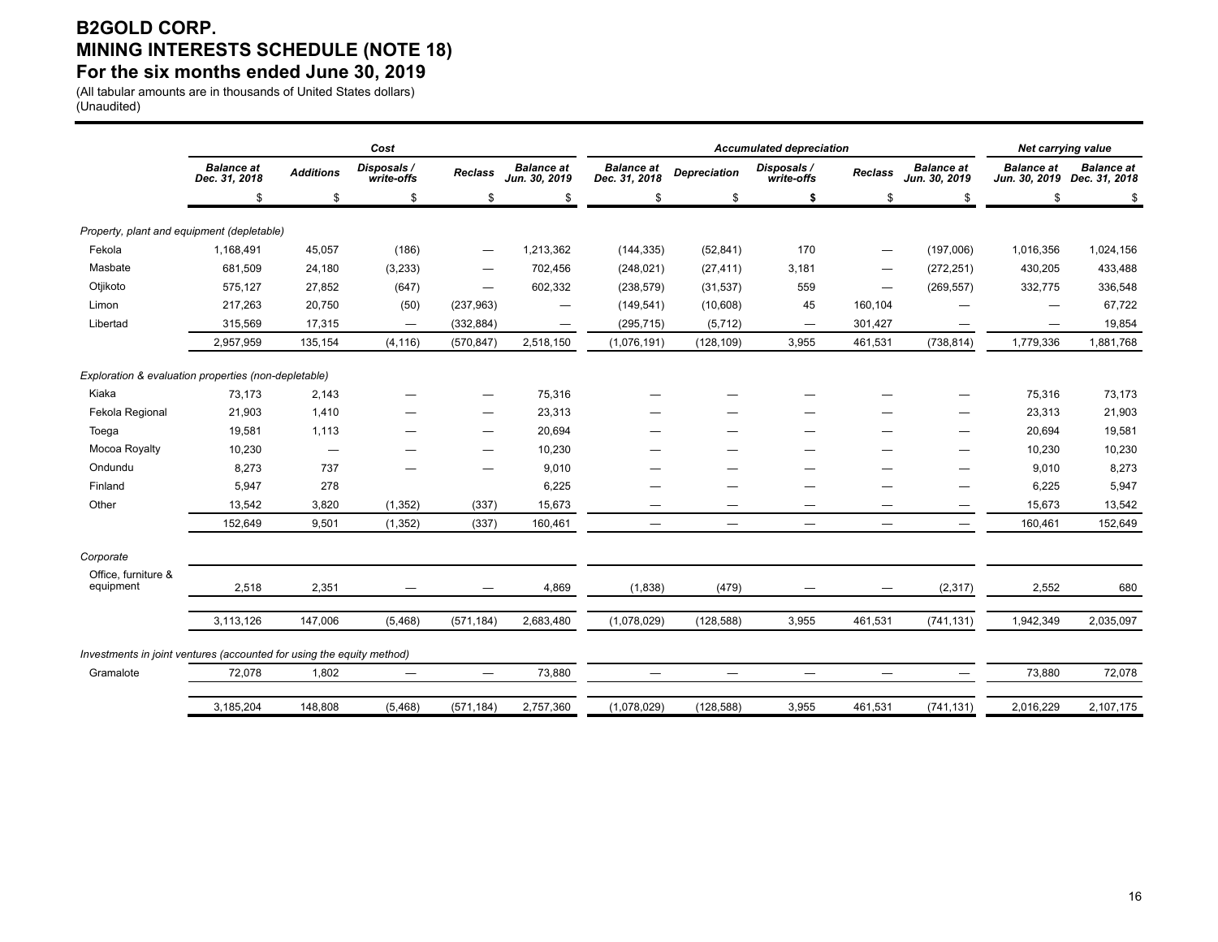# B2GOLD CORP.
# MINING INTERESTS SCHEDULE (NOTE 18)
# For the six months ended June 30, 2019

(All tabular amounts are in thousands of United States dollars)
(Unaudited)

| | Cost | | | | | Accumulated depreciation | | | | | Net carrying value | |
|---|---|---|---|---|---|---|---|---|---|---|---|---|
| | *Balance at Dec. 31, 2018* | *Additions* | *Disposals / write-offs* | *Reclass* | *Balance at Jun. 30, 2019* | *Balance at Dec. 31, 2018* | *Depreciation* | *Disposals / write-offs* | *Reclass* | *Balance at Jun. 30, 2019* | *Balance at Jun. 30, 2019* | *Balance at Dec. 31, 2018* |
| | $ | $ | $ | $ | $ | $ | $ | $ | $ | $ | $ | $ |
| *Property, plant and equipment (depletable)* | | | | | | | | | | | | |
| Fekola | 1,168,491 | 45,057 | (186) | — | 1,213,362 | (144,335) | (52,841) | 170 | — | (197,006) | 1,016,356 | 1,024,156 |
| Masbate | 681,509 | 24,180 | (3,233) | — | 702,456 | (248,021) | (27,411) | 3,181 | — | (272,251) | 430,205 | 433,488 |
| Otjikoto | 575,127 | 27,852 | (647) | — | 602,332 | (238,579) | (31,537) | 559 | — | (269,557) | 332,775 | 336,548 |
| Limon | 217,263 | 20,750 | (50) | (237,963) | — | (149,541) | (10,608) | 45 | 160,104 | — | — | 67,722 |
| Libertad | 315,569 | 17,315 | — | (332,884) | — | (295,715) | (5,712) | — | 301,427 | — | — | 19,854 |
| | 2,957,959 | 135,154 | (4,116) | (570,847) | 2,518,150 | (1,076,191) | (128,109) | 3,955 | 461,531 | (738,814) | 1,779,336 | 1,881,768 |
| *Exploration & evaluation properties (non-depletable)* | | | | | | | | | | | | |
| Kiaka | 73,173 | 2,143 | — | — | 75,316 | — | — | — | — | — | 75,316 | 73,173 |
| Fekola Regional | 21,903 | 1,410 | — | — | 23,313 | — | — | — | — | — | 23,313 | 21,903 |
| Toega | 19,581 | 1,113 | — | — | 20,694 | — | — | — | — | — | 20,694 | 19,581 |
| Mocoa Royalty | 10,230 | — | — | — | 10,230 | — | — | — | — | — | 10,230 | 10,230 |
| Ondundu | 8,273 | 737 | — | — | 9,010 | — | — | — | — | — | 9,010 | 8,273 |
| Finland | 5,947 | 278 | | | 6,225 | — | — | — | — | — | 6,225 | 5,947 |
| Other | 13,542 | 3,820 | (1,352) | (337) | 15,673 | — | — | — | — | — | 15,673 | 13,542 |
| | 152,649 | 9,501 | (1,352) | (337) | 160,461 | — | — | — | — | — | 160,461 | 152,649 |
| *Corporate* | | | | | | | | | | | | |
| Office, furniture & equipment | 2,518 | 2,351 | — | — | 4,869 | (1,838) | (479) | — | — | (2,317) | 2,552 | 680 |
| | 3,113,126 | 147,006 | (5,468) | (571,184) | 2,683,480 | (1,078,029) | (128,588) | 3,955 | 461,531 | (741,131) | 1,942,349 | 2,035,097 |
| *Investments in joint ventures (accounted for using the equity method)* | | | | | | | | | | | | |
| Gramalote | 72,078 | 1,802 | — | — | 73,880 | — | — | — | — | — | 73,880 | 72,078 |
| | 3,185,204 | 148,808 | (5,468) | (571,184) | 2,757,360 | (1,078,029) | (128,588) | 3,955 | 461,531 | (741,131) | 2,016,229 | 2,107,175 |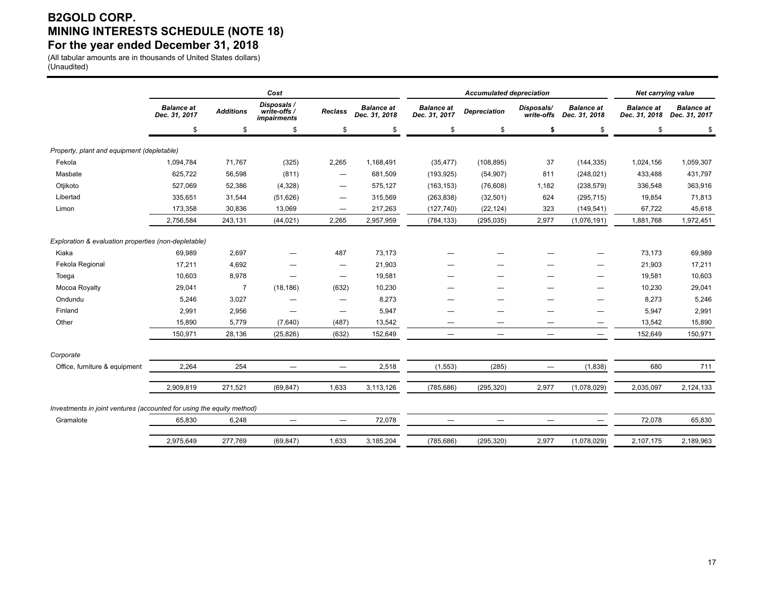# B2GOLD CORP.
# MINING INTERESTS SCHEDULE (NOTE 18)
# For the year ended December 31, 2018

(All tabular amounts are in thousands of United States dollars)
(Unaudited)

| | Cost | | | | | Accumulated depreciation | | | | Net carrying value | |
|---|---|---|---|---|---|---|---|---|---|---|---|
| | *Balance at Dec. 31, 2017* | *Additions* | *Disposals / write-offs / impairments* | *Reclass* | *Balance at Dec. 31, 2018* | *Balance at Dec. 31, 2017* | *Depreciation* | *Disposals/ write-offs* | *Balance at Dec. 31, 2018* | *Balance at Dec. 31, 2018* | *Balance at Dec. 31, 2017* |
| | $ | $ | $ | $ | $ | $ | $ | **$** | $ | $ | $ |
| *Property, plant and equipment (depletable)* | | | | | | | | | | | |
| Fekola | 1,094,784 | 71,767 | (325) | 2,265 | 1,168,491 | (35,477) | (108,895) | 37 | (144,335) | 1,024,156 | 1,059,307 |
| Masbate | 625,722 | 56,598 | (811) | — | 681,509 | (193,925) | (54,907) | 811 | (248,021) | 433,488 | 431,797 |
| Otjikoto | 527,069 | 52,386 | (4,328) | — | 575,127 | (163,153) | (76,608) | 1,182 | (238,579) | 336,548 | 363,916 |
| Libertad | 335,651 | 31,544 | (51,626) | — | 315,569 | (263,838) | (32,501) | 624 | (295,715) | 19,854 | 71,813 |
| Limon | 173,358 | 30,836 | 13,069 | — | 217,263 | (127,740) | (22,124) | 323 | (149,541) | 67,722 | 45,618 |
| | 2,756,584 | 243,131 | (44,021) | 2,265 | 2,957,959 | (784,133) | (295,035) | 2,977 | (1,076,191) | 1,881,768 | 1,972,451 |
| *Exploration & evaluation properties (non-depletable)* | | | | | | | | | | | |
| Kiaka | 69,989 | 2,697 | — | 487 | 73,173 | — | — | — | — | 73,173 | 69,989 |
| Fekola Regional | 17,211 | 4,692 | — | — | 21,903 | — | — | — | — | 21,903 | 17,211 |
| Toega | 10,603 | 8,978 | — | — | 19,581 | — | — | — | — | 19,581 | 10,603 |
| Mocoa Royalty | 29,041 | 7 | (18,186) | (632) | 10,230 | — | — | — | — | 10,230 | 29,041 |
| Ondundu | 5,246 | 3,027 | — | — | 8,273 | — | — | — | — | 8,273 | 5,246 |
| Finland | 2,991 | 2,956 | — | — | 5,947 | — | — | — | — | 5,947 | 2,991 |
| Other | 15,890 | 5,779 | (7,640) | (487) | 13,542 | — | — | — | — | 13,542 | 15,890 |
| | 150,971 | 28,136 | (25,826) | (632) | 152,649 | — | — | — | — | 152,649 | 150,971 |
| *Corporate* | | | | | | | | | | | |
| Office, furniture & equipment | 2,264 | 254 | — | — | 2,518 | (1,553) | (285) | — | (1,838) | 680 | 711 |
| | 2,909,819 | 271,521 | (69,847) | 1,633 | 3,113,126 | (785,686) | (295,320) | 2,977 | (1,078,029) | 2,035,097 | 2,124,133 |
| *Investments in joint ventures (accounted for using the equity method)* | | | | | | | | | | | |
| Gramalote | 65,830 | 6,248 | — | — | 72,078 | — | — | — | — | 72,078 | 65,830 |
| | 2,975,649 | 277,769 | (69,847) | 1,633 | 3,185,204 | (785,686) | (295,320) | 2,977 | (1,078,029) | 2,107,175 | 2,189,963 |